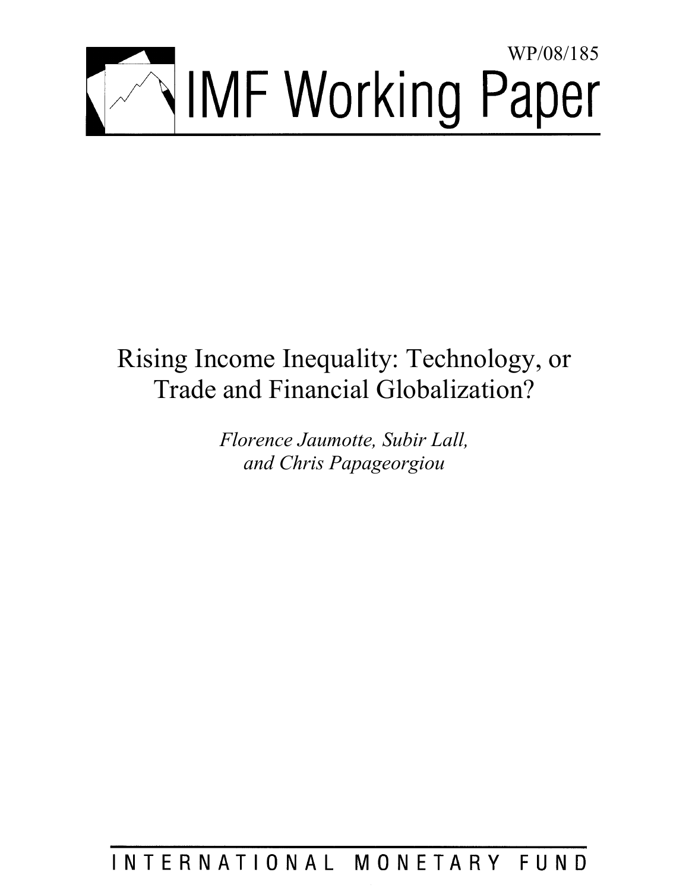WP/08/185

# IMF Working Paper

## Rising Income Inequality: Technology, or Trade and Financial Globalization?

*Florence Jaumotte, Subir Lall, and Chris Papageorgiou*

INTERNATIONAL MONETARY FUND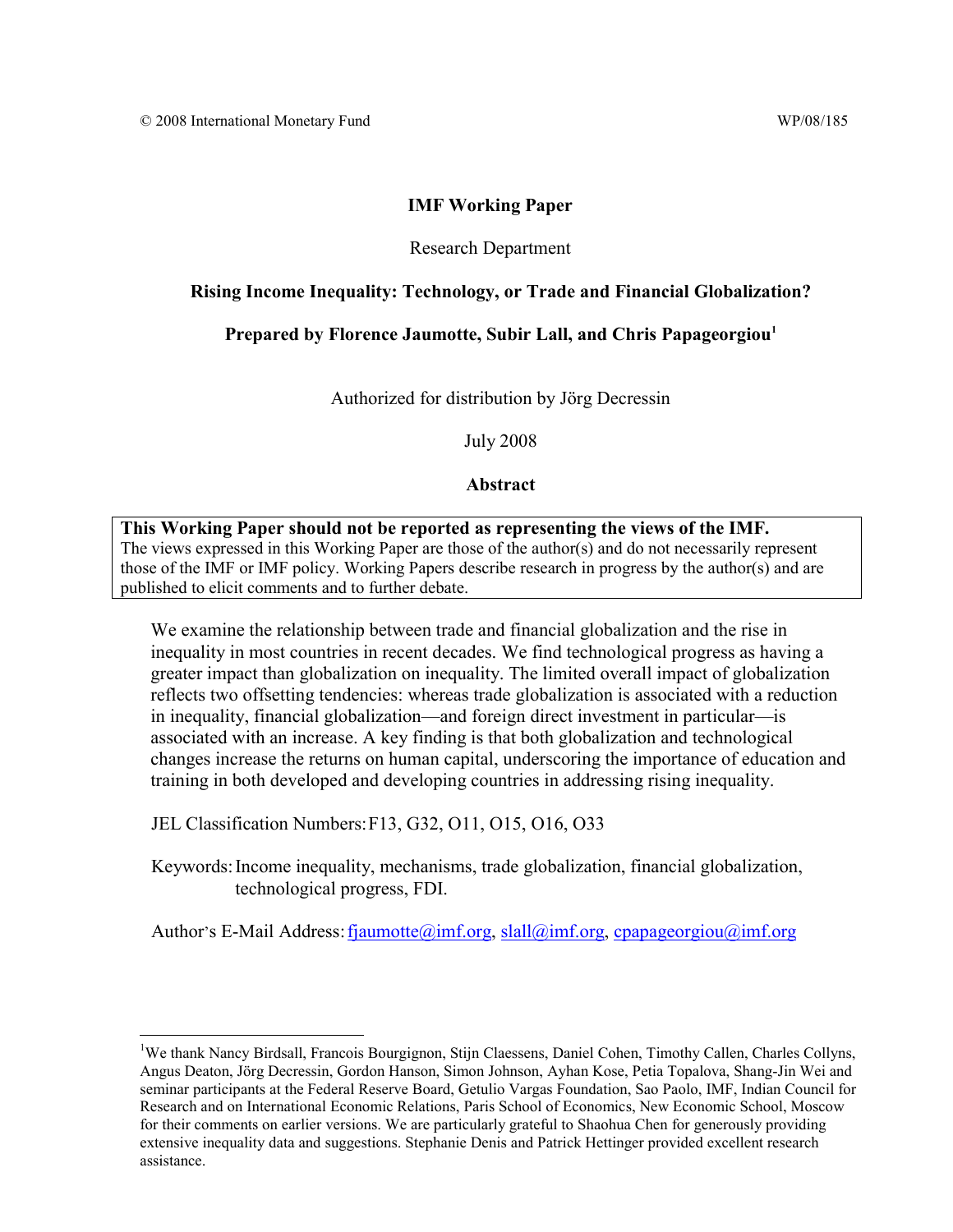© 2008 International Monetary Fund WP/08/185

**IMF Working Paper**

Research Department

**Rising Income Inequality: Technology, or Trade and Financial Globalization?**

**Prepared by Florence Jaumotte, Subir Lall, and Chris Papageorgiou[1]**

Authorized for distribution by Jörg Decressin

July 2008

**Abstract**

**This Working Paper should not be reported as representing the views of the IMF.**
The views expressed in this Working Paper are those of the author(s) and do not necessarily represent those of the IMF or IMF policy. Working Papers describe research in progress by the author(s) and are published to elicit comments and to further debate.

We examine the relationship between trade and financial globalization and the rise in inequality in most countries in recent decades. We find technological progress as having a greater impact than globalization on inequality. The limited overall impact of globalization reflects two offsetting tendencies: whereas trade globalization is associated with a reduction in inequality, financial globalization—and foreign direct investment in particular—is associated with an increase. A key finding is that both globalization and technological changes increase the returns on human capital, underscoring the importance of education and training in both developed and developing countries in addressing rising inequality.

JEL Classification Numbers: F13, G32, O11, O15, O16, O33

Keywords: Income inequality, mechanisms, trade globalization, financial globalization, technological progress, FDI.

Author's E-Mail Address: fjaumotte@imf.org, slall@imf.org, cpapageorgiou@imf.org

[1] We thank Nancy Birdsall, Francois Bourgignon, Stijn Claessens, Daniel Cohen, Timothy Callen, Charles Collyns, Angus Deaton, Jörg Decressin, Gordon Hanson, Simon Johnson, Ayhan Kose, Petia Topalova, Shang-Jin Wei and seminar participants at the Federal Reserve Board, Getulio Vargas Foundation, Sao Paolo, IMF, Indian Council for Research and on International Economic Relations, Paris School of Economics, New Economic School, Moscow for their comments on earlier versions. We are particularly grateful to Shaohua Chen for generously providing extensive inequality data and suggestions. Stephanie Denis and Patrick Hettinger provided excellent research assistance.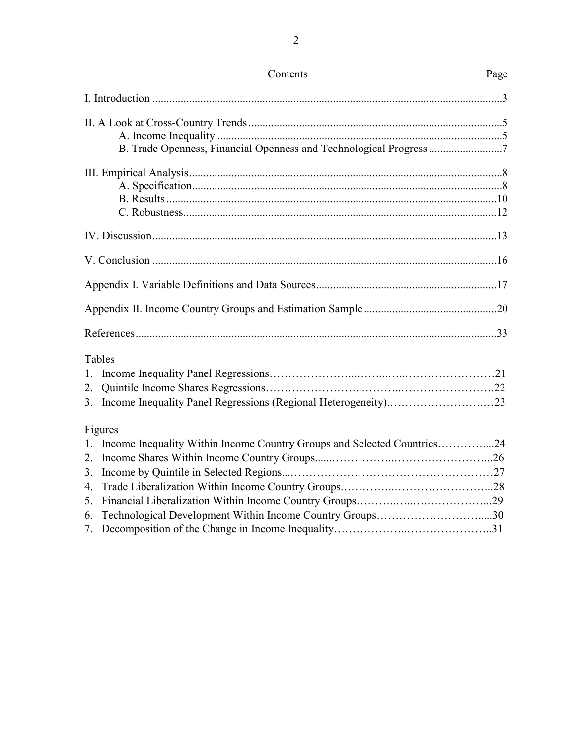# Contents

| | Page |
|---|---|
| I. Introduction | 3 |
| II. A Look at Cross-Country Trends | 5 |
| A. Income Inequality | 5 |
| B. Trade Openness, Financial Openness and Technological Progress | 7 |
| III. Empirical Analysis | 8 |
| A. Specification | 8 |
| B. Results | 10 |
| C. Robustness | 12 |
| IV. Discussion | 13 |
| V. Conclusion | 16 |
| Appendix I. Variable Definitions and Data Sources | 17 |
| Appendix II. Income Country Groups and Estimation Sample | 20 |
| References | 33 |

Tables

1. Income Inequality Panel Regressions ... 21
2. Quintile Income Shares Regressions ... 22
3. Income Inequality Panel Regressions (Regional Heterogeneity) ... 23

Figures

1. Income Inequality Within Income Country Groups and Selected Countries ... 24
2. Income Shares Within Income Country Groups ... 26
3. Income by Quintile in Selected Regions ... 27
4. Trade Liberalization Within Income Country Groups ... 28
5. Financial Liberalization Within Income Country Groups ... 29
6. Technological Development Within Income Country Groups ... 30
7. Decomposition of the Change in Income Inequality ... 31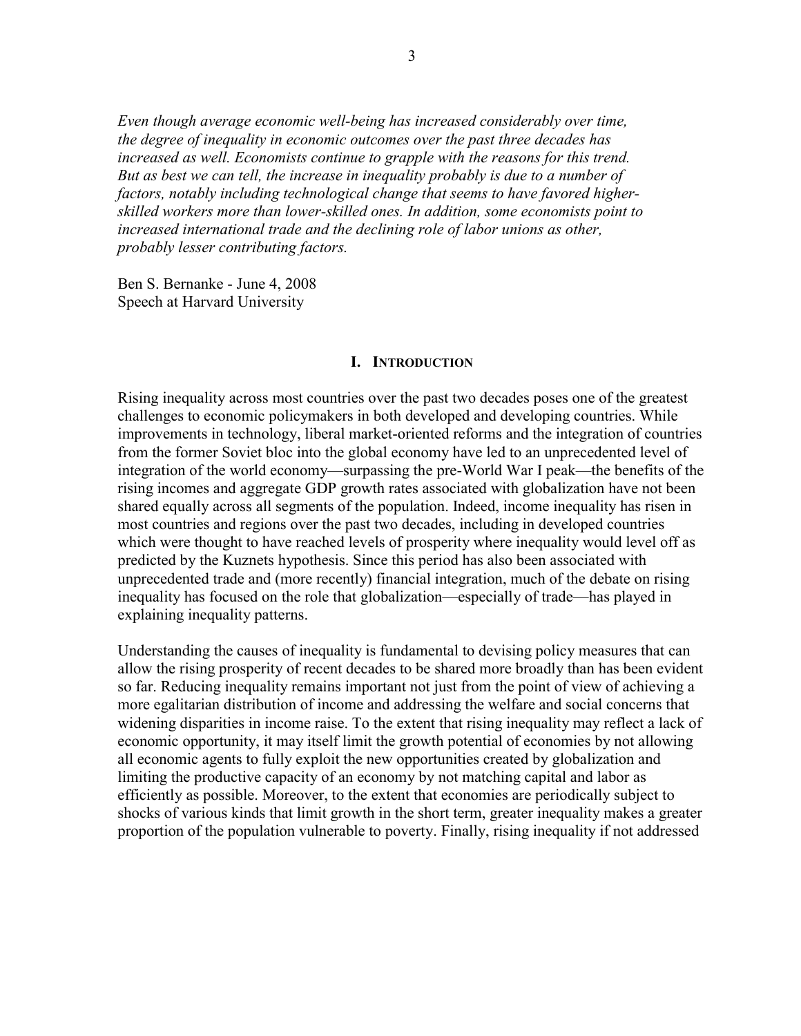*Even though average economic well-being has increased considerably over time, the degree of inequality in economic outcomes over the past three decades has increased as well. Economists continue to grapple with the reasons for this trend. But as best we can tell, the increase in inequality probably is due to a number of factors, notably including technological change that seems to have favored higher-skilled workers more than lower-skilled ones. In addition, some economists point to increased international trade and the declining role of labor unions as other, probably lesser contributing factors.*

Ben S. Bernanke - June 4, 2008
Speech at Harvard University

## I. Introduction

Rising inequality across most countries over the past two decades poses one of the greatest challenges to economic policymakers in both developed and developing countries. While improvements in technology, liberal market-oriented reforms and the integration of countries from the former Soviet bloc into the global economy have led to an unprecedented level of integration of the world economy—surpassing the pre-World War I peak—the benefits of the rising incomes and aggregate GDP growth rates associated with globalization have not been shared equally across all segments of the population. Indeed, income inequality has risen in most countries and regions over the past two decades, including in developed countries which were thought to have reached levels of prosperity where inequality would level off as predicted by the Kuznets hypothesis. Since this period has also been associated with unprecedented trade and (more recently) financial integration, much of the debate on rising inequality has focused on the role that globalization—especially of trade—has played in explaining inequality patterns.

Understanding the causes of inequality is fundamental to devising policy measures that can allow the rising prosperity of recent decades to be shared more broadly than has been evident so far. Reducing inequality remains important not just from the point of view of achieving a more egalitarian distribution of income and addressing the welfare and social concerns that widening disparities in income raise. To the extent that rising inequality may reflect a lack of economic opportunity, it may itself limit the growth potential of economies by not allowing all economic agents to fully exploit the new opportunities created by globalization and limiting the productive capacity of an economy by not matching capital and labor as efficiently as possible. Moreover, to the extent that economies are periodically subject to shocks of various kinds that limit growth in the short term, greater inequality makes a greater proportion of the population vulnerable to poverty. Finally, rising inequality if not addressed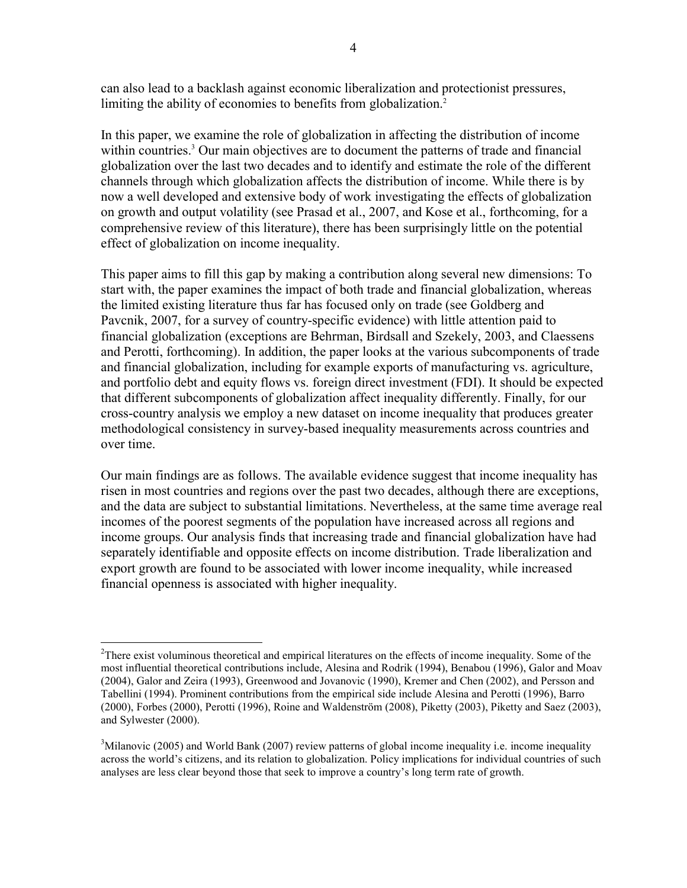can also lead to a backlash against economic liberalization and protectionist pressures, limiting the ability of economies to benefits from globalization.[2]

In this paper, we examine the role of globalization in affecting the distribution of income within countries.[3] Our main objectives are to document the patterns of trade and financial globalization over the last two decades and to identify and estimate the role of the different channels through which globalization affects the distribution of income. While there is by now a well developed and extensive body of work investigating the effects of globalization on growth and output volatility (see Prasad et al., 2007, and Kose et al., forthcoming, for a comprehensive review of this literature), there has been surprisingly little on the potential effect of globalization on income inequality.

This paper aims to fill this gap by making a contribution along several new dimensions: To start with, the paper examines the impact of both trade and financial globalization, whereas the limited existing literature thus far has focused only on trade (see Goldberg and Pavcnik, 2007, for a survey of country-specific evidence) with little attention paid to financial globalization (exceptions are Behrman, Birdsall and Szekely, 2003, and Claessens and Perotti, forthcoming). In addition, the paper looks at the various subcomponents of trade and financial globalization, including for example exports of manufacturing vs. agriculture, and portfolio debt and equity flows vs. foreign direct investment (FDI). It should be expected that different subcomponents of globalization affect inequality differently. Finally, for our cross-country analysis we employ a new dataset on income inequality that produces greater methodological consistency in survey-based inequality measurements across countries and over time.

Our main findings are as follows. The available evidence suggest that income inequality has risen in most countries and regions over the past two decades, although there are exceptions, and the data are subject to substantial limitations. Nevertheless, at the same time average real incomes of the poorest segments of the population have increased across all regions and income groups. Our analysis finds that increasing trade and financial globalization have had separately identifiable and opposite effects on income distribution. Trade liberalization and export growth are found to be associated with lower income inequality, while increased financial openness is associated with higher inequality.

---

[2]There exist voluminous theoretical and empirical literatures on the effects of income inequality. Some of the most influential theoretical contributions include, Alesina and Rodrik (1994), Benabou (1996), Galor and Moav (2004), Galor and Zeira (1993), Greenwood and Jovanovic (1990), Kremer and Chen (2002), and Persson and Tabellini (1994). Prominent contributions from the empirical side include Alesina and Perotti (1996), Barro (2000), Forbes (2000), Perotti (1996), Roine and Waldenström (2008), Piketty (2003), Piketty and Saez (2003), and Sylwester (2000).

[3]Milanovic (2005) and World Bank (2007) review patterns of global income inequality i.e. income inequality across the world's citizens, and its relation to globalization. Policy implications for individual countries of such analyses are less clear beyond those that seek to improve a country's long term rate of growth.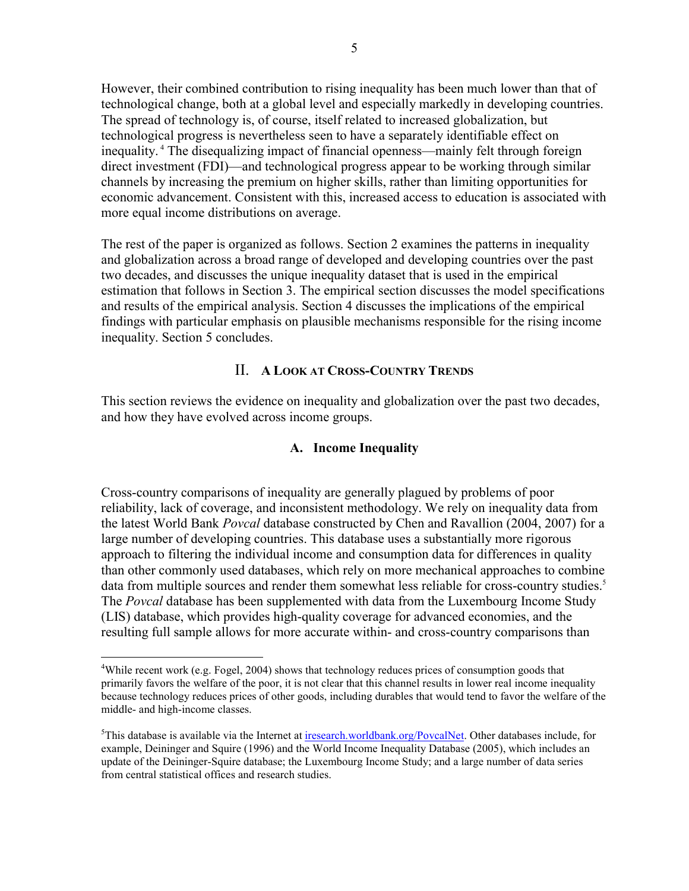However, their combined contribution to rising inequality has been much lower than that of technological change, both at a global level and especially markedly in developing countries. The spread of technology is, of course, itself related to increased globalization, but technological progress is nevertheless seen to have a separately identifiable effect on inequality.[4] The disequalizing impact of financial openness—mainly felt through foreign direct investment (FDI)—and technological progress appear to be working through similar channels by increasing the premium on higher skills, rather than limiting opportunities for economic advancement. Consistent with this, increased access to education is associated with more equal income distributions on average.

The rest of the paper is organized as follows. Section 2 examines the patterns in inequality and globalization across a broad range of developed and developing countries over the past two decades, and discusses the unique inequality dataset that is used in the empirical estimation that follows in Section 3. The empirical section discusses the model specifications and results of the empirical analysis. Section 4 discusses the implications of the empirical findings with particular emphasis on plausible mechanisms responsible for the rising income inequality. Section 5 concludes.

## II. A Look at Cross-Country Trends

This section reviews the evidence on inequality and globalization over the past two decades, and how they have evolved across income groups.

### A. Income Inequality

Cross-country comparisons of inequality are generally plagued by problems of poor reliability, lack of coverage, and inconsistent methodology. We rely on inequality data from the latest World Bank *Povcal* database constructed by Chen and Ravallion (2004, 2007) for a large number of developing countries. This database uses a substantially more rigorous approach to filtering the individual income and consumption data for differences in quality than other commonly used databases, which rely on more mechanical approaches to combine data from multiple sources and render them somewhat less reliable for cross-country studies.[5] The *Povcal* database has been supplemented with data from the Luxembourg Income Study (LIS) database, which provides high-quality coverage for advanced economies, and the resulting full sample allows for more accurate within- and cross-country comparisons than

---

[4]While recent work (e.g. Fogel, 2004) shows that technology reduces prices of consumption goods that primarily favors the welfare of the poor, it is not clear that this channel results in lower real income inequality because technology reduces prices of other goods, including durables that would tend to favor the welfare of the middle- and high-income classes.

[5]This database is available via the Internet at iresearch.worldbank.org/PovcalNet. Other databases include, for example, Deininger and Squire (1996) and the World Income Inequality Database (2005), which includes an update of the Deininger-Squire database; the Luxembourg Income Study; and a large number of data series from central statistical offices and research studies.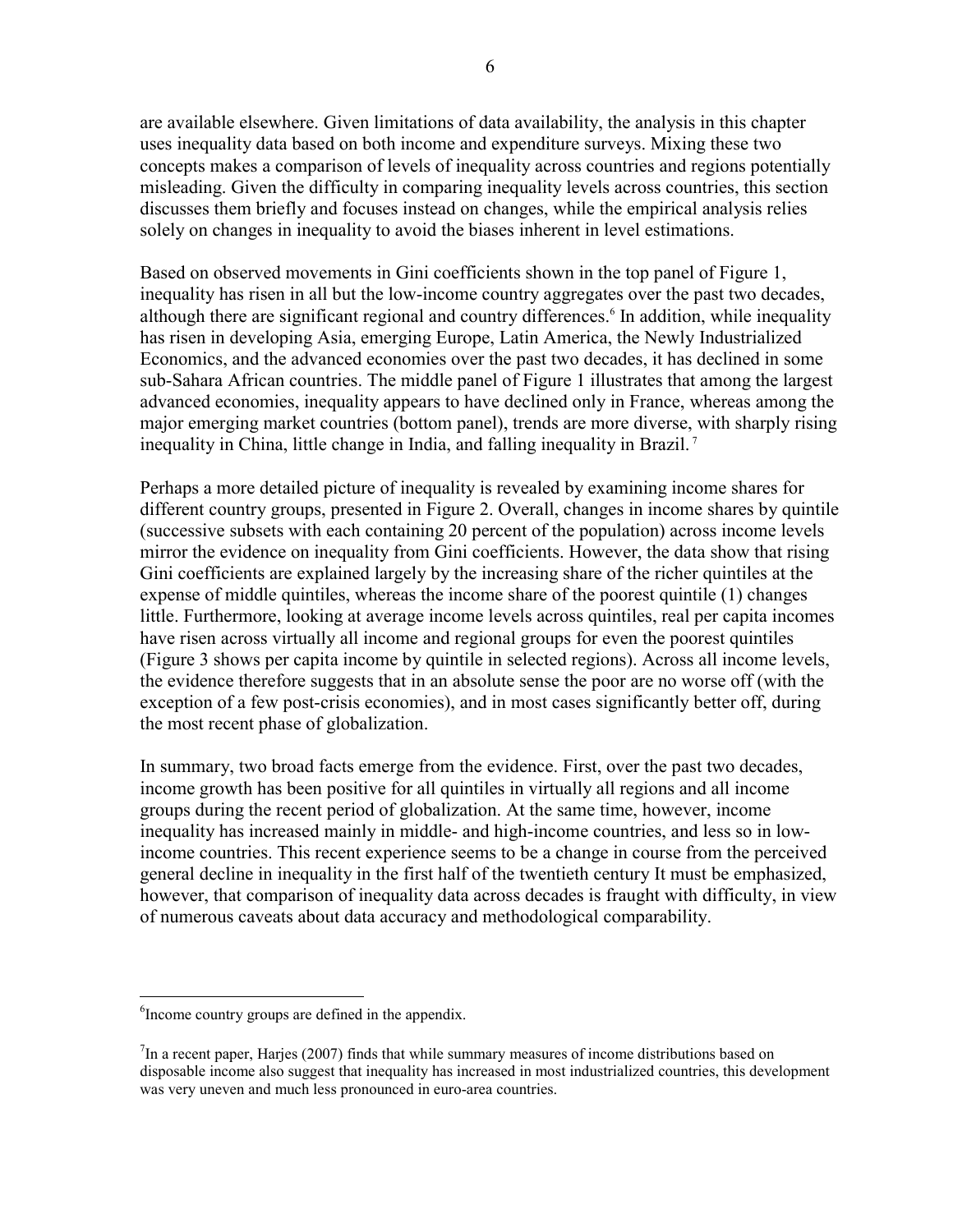are available elsewhere. Given limitations of data availability, the analysis in this chapter uses inequality data based on both income and expenditure surveys. Mixing these two concepts makes a comparison of levels of inequality across countries and regions potentially misleading. Given the difficulty in comparing inequality levels across countries, this section discusses them briefly and focuses instead on changes, while the empirical analysis relies solely on changes in inequality to avoid the biases inherent in level estimations.

Based on observed movements in Gini coefficients shown in the top panel of Figure 1, inequality has risen in all but the low-income country aggregates over the past two decades, although there are significant regional and country differences.[6] In addition, while inequality has risen in developing Asia, emerging Europe, Latin America, the Newly Industrialized Economics, and the advanced economies over the past two decades, it has declined in some sub-Sahara African countries. The middle panel of Figure 1 illustrates that among the largest advanced economies, inequality appears to have declined only in France, whereas among the major emerging market countries (bottom panel), trends are more diverse, with sharply rising inequality in China, little change in India, and falling inequality in Brazil.[7]

Perhaps a more detailed picture of inequality is revealed by examining income shares for different country groups, presented in Figure 2. Overall, changes in income shares by quintile (successive subsets with each containing 20 percent of the population) across income levels mirror the evidence on inequality from Gini coefficients. However, the data show that rising Gini coefficients are explained largely by the increasing share of the richer quintiles at the expense of middle quintiles, whereas the income share of the poorest quintile (1) changes little. Furthermore, looking at average income levels across quintiles, real per capita incomes have risen across virtually all income and regional groups for even the poorest quintiles (Figure 3 shows per capita income by quintile in selected regions). Across all income levels, the evidence therefore suggests that in an absolute sense the poor are no worse off (with the exception of a few post-crisis economies), and in most cases significantly better off, during the most recent phase of globalization.

In summary, two broad facts emerge from the evidence. First, over the past two decades, income growth has been positive for all quintiles in virtually all regions and all income groups during the recent period of globalization. At the same time, however, income inequality has increased mainly in middle- and high-income countries, and less so in low-income countries. This recent experience seems to be a change in course from the perceived general decline in inequality in the first half of the twentieth century It must be emphasized, however, that comparison of inequality data across decades is fraught with difficulty, in view of numerous caveats about data accuracy and methodological comparability.

---

[6] Income country groups are defined in the appendix.

[7] In a recent paper, Harjes (2007) finds that while summary measures of income distributions based on disposable income also suggest that inequality has increased in most industrialized countries, this development was very uneven and much less pronounced in euro-area countries.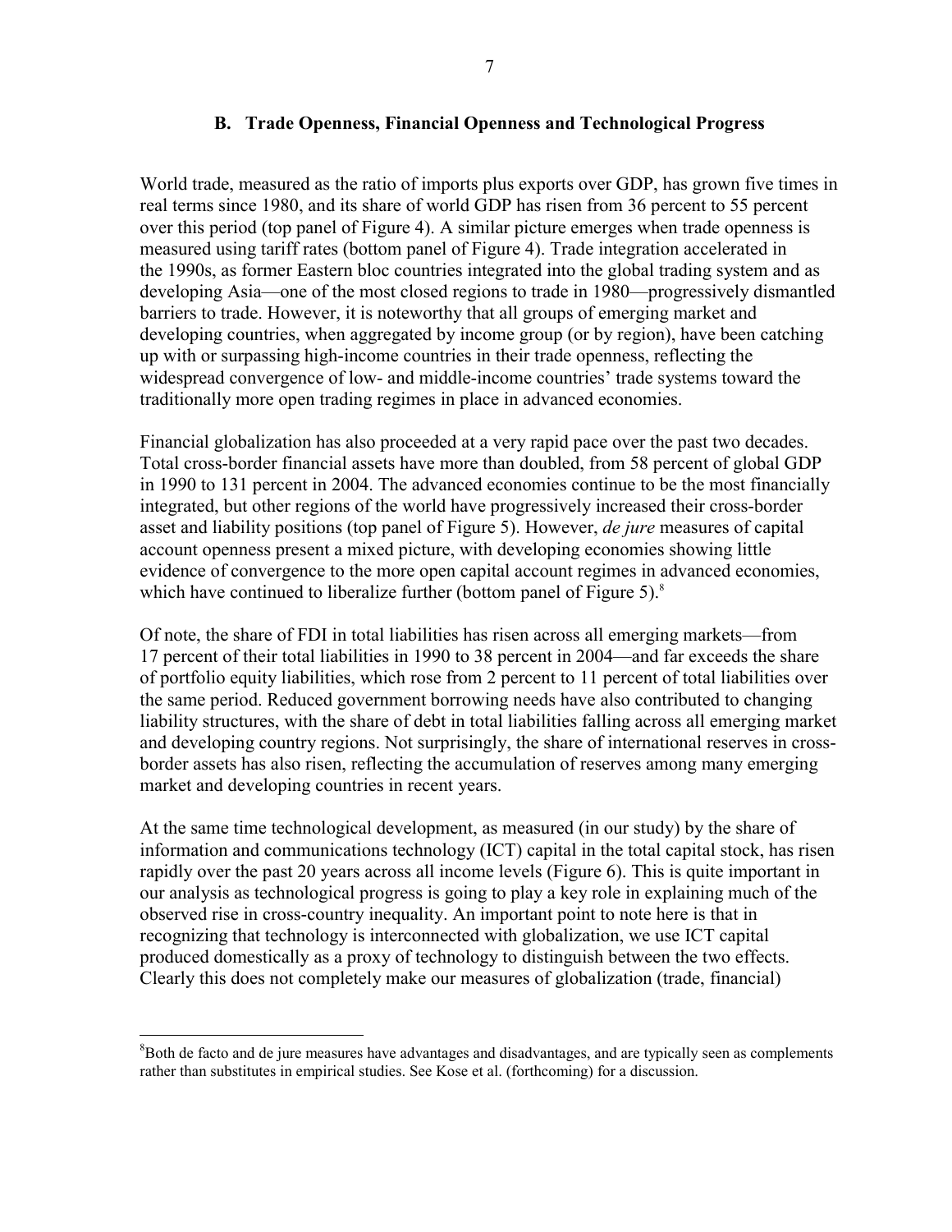### B. Trade Openness, Financial Openness and Technological Progress

World trade, measured as the ratio of imports plus exports over GDP, has grown five times in real terms since 1980, and its share of world GDP has risen from 36 percent to 55 percent over this period (top panel of Figure 4). A similar picture emerges when trade openness is measured using tariff rates (bottom panel of Figure 4). Trade integration accelerated in the 1990s, as former Eastern bloc countries integrated into the global trading system and as developing Asia—one of the most closed regions to trade in 1980—progressively dismantled barriers to trade. However, it is noteworthy that all groups of emerging market and developing countries, when aggregated by income group (or by region), have been catching up with or surpassing high-income countries in their trade openness, reflecting the widespread convergence of low- and middle-income countries' trade systems toward the traditionally more open trading regimes in place in advanced economies.

Financial globalization has also proceeded at a very rapid pace over the past two decades. Total cross-border financial assets have more than doubled, from 58 percent of global GDP in 1990 to 131 percent in 2004. The advanced economies continue to be the most financially integrated, but other regions of the world have progressively increased their cross-border asset and liability positions (top panel of Figure 5). However, *de jure* measures of capital account openness present a mixed picture, with developing economies showing little evidence of convergence to the more open capital account regimes in advanced economies, which have continued to liberalize further (bottom panel of Figure 5).[8]

Of note, the share of FDI in total liabilities has risen across all emerging markets—from 17 percent of their total liabilities in 1990 to 38 percent in 2004—and far exceeds the share of portfolio equity liabilities, which rose from 2 percent to 11 percent of total liabilities over the same period. Reduced government borrowing needs have also contributed to changing liability structures, with the share of debt in total liabilities falling across all emerging market and developing country regions. Not surprisingly, the share of international reserves in cross-border assets has also risen, reflecting the accumulation of reserves among many emerging market and developing countries in recent years.

At the same time technological development, as measured (in our study) by the share of information and communications technology (ICT) capital in the total capital stock, has risen rapidly over the past 20 years across all income levels (Figure 6). This is quite important in our analysis as technological progress is going to play a key role in explaining much of the observed rise in cross-country inequality. An important point to note here is that in recognizing that technology is interconnected with globalization, we use ICT capital produced domestically as a proxy of technology to distinguish between the two effects. Clearly this does not completely make our measures of globalization (trade, financial)

---

[8]Both de facto and de jure measures have advantages and disadvantages, and are typically seen as complements rather than substitutes in empirical studies. See Kose et al. (forthcoming) for a discussion.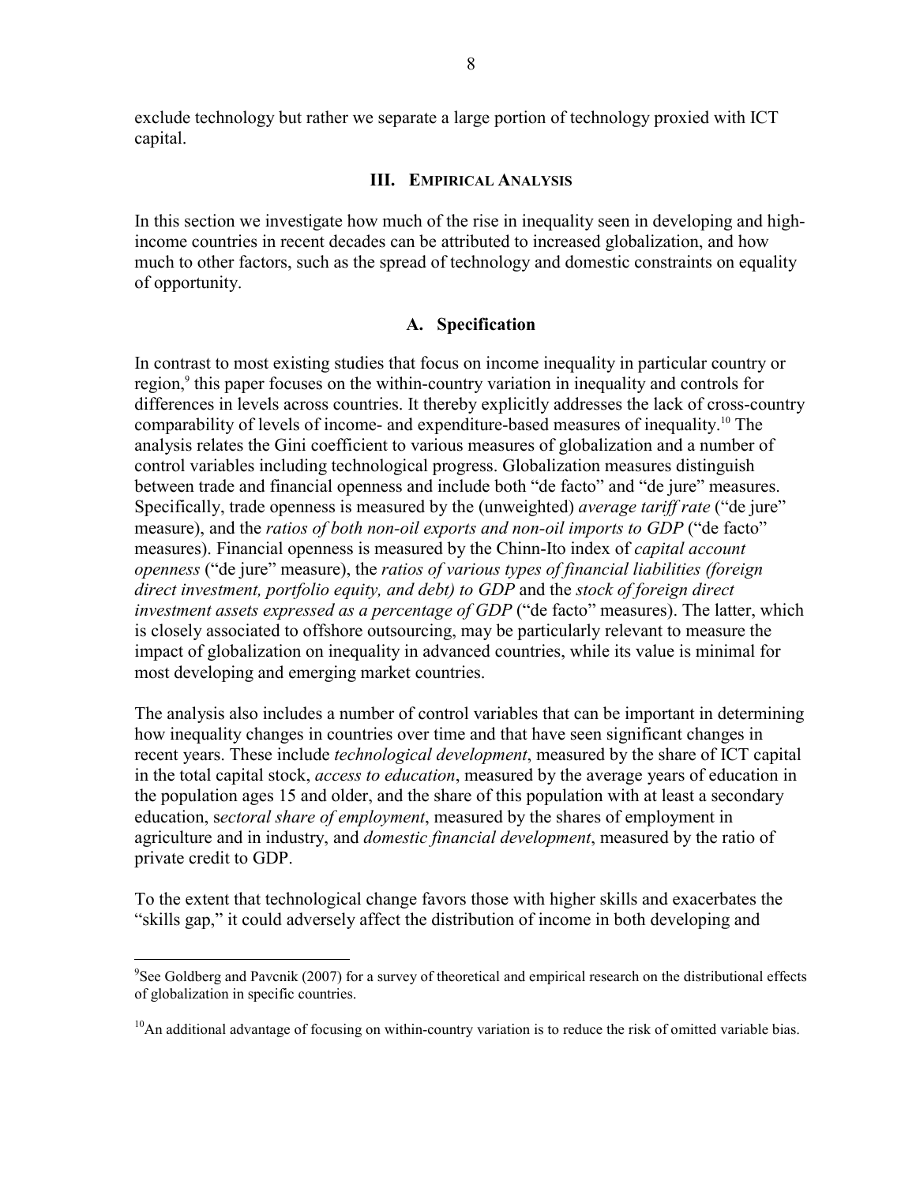exclude technology but rather we separate a large portion of technology proxied with ICT capital.

## III. Empirical Analysis

In this section we investigate how much of the rise in inequality seen in developing and high-income countries in recent decades can be attributed to increased globalization, and how much to other factors, such as the spread of technology and domestic constraints on equality of opportunity.

### A. Specification

In contrast to most existing studies that focus on income inequality in particular country or region,[9] this paper focuses on the within-country variation in inequality and controls for differences in levels across countries. It thereby explicitly addresses the lack of cross-country comparability of levels of income- and expenditure-based measures of inequality.[10] The analysis relates the Gini coefficient to various measures of globalization and a number of control variables including technological progress. Globalization measures distinguish between trade and financial openness and include both "de facto" and "de jure" measures. Specifically, trade openness is measured by the (unweighted) *average tariff rate* ("de jure" measure), and the *ratios of both non-oil exports and non-oil imports to GDP* ("de facto" measures). Financial openness is measured by the Chinn-Ito index of *capital account openness* ("de jure" measure), the *ratios of various types of financial liabilities (foreign direct investment, portfolio equity, and debt) to GDP* and the *stock of foreign direct investment assets expressed as a percentage of GDP* ("de facto" measures). The latter, which is closely associated to offshore outsourcing, may be particularly relevant to measure the impact of globalization on inequality in advanced countries, while its value is minimal for most developing and emerging market countries.

The analysis also includes a number of control variables that can be important in determining how inequality changes in countries over time and that have seen significant changes in recent years. These include *technological development*, measured by the share of ICT capital in the total capital stock, *access to education*, measured by the average years of education in the population ages 15 and older, and the share of this population with at least a secondary education, s*ectoral share of employment*, measured by the shares of employment in agriculture and in industry, and *domestic financial development*, measured by the ratio of private credit to GDP.

To the extent that technological change favors those with higher skills and exacerbates the "skills gap," it could adversely affect the distribution of income in both developing and

---

[9]See Goldberg and Pavcnik (2007) for a survey of theoretical and empirical research on the distributional effects of globalization in specific countries.

[10]An additional advantage of focusing on within-country variation is to reduce the risk of omitted variable bias.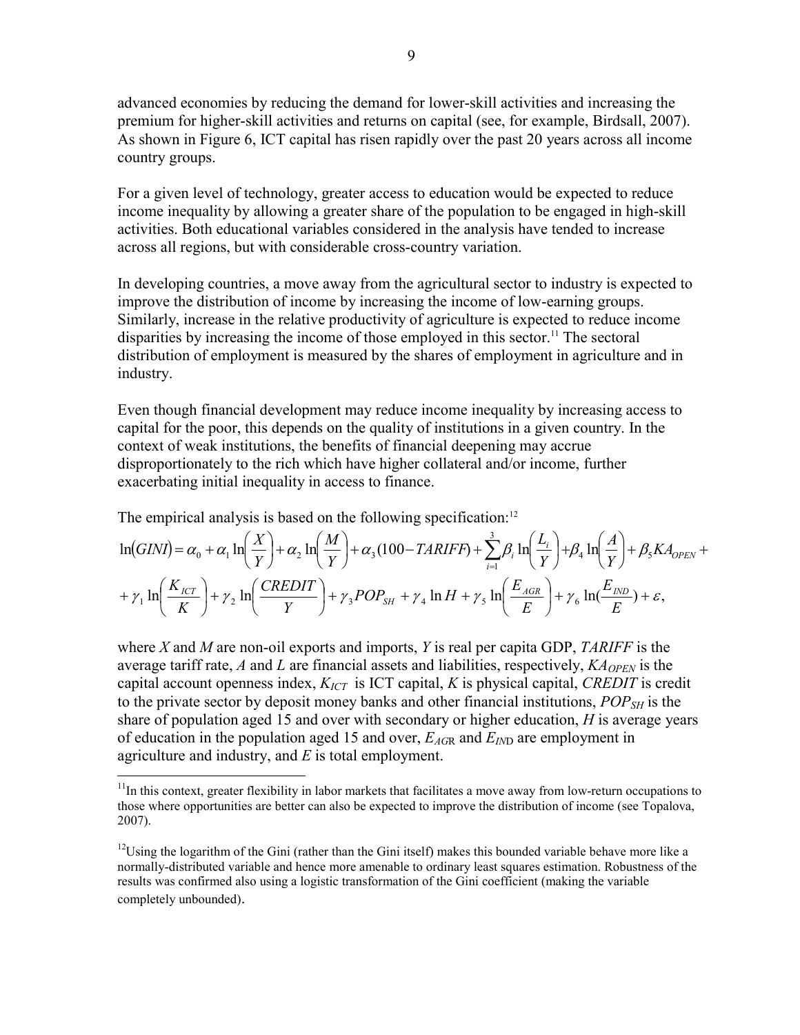advanced economies by reducing the demand for lower-skill activities and increasing the premium for higher-skill activities and returns on capital (see, for example, Birdsall, 2007). As shown in Figure 6, ICT capital has risen rapidly over the past 20 years across all income country groups.

For a given level of technology, greater access to education would be expected to reduce income inequality by allowing a greater share of the population to be engaged in high-skill activities. Both educational variables considered in the analysis have tended to increase across all regions, but with considerable cross-country variation.

In developing countries, a move away from the agricultural sector to industry is expected to improve the distribution of income by increasing the income of low-earning groups. Similarly, increase in the relative productivity of agriculture is expected to reduce income disparities by increasing the income of those employed in this sector.[11] The sectoral distribution of employment is measured by the shares of employment in agriculture and in industry.

Even though financial development may reduce income inequality by increasing access to capital for the poor, this depends on the quality of institutions in a given country. In the context of weak institutions, the benefits of financial deepening may accrue disproportionately to the rich which have higher collateral and/or income, further exacerbating initial inequality in access to finance.

The empirical analysis is based on the following specification:[12]

$$\ln(GINI) = \alpha_0 + \alpha_1 \ln\left(\frac{X}{Y}\right) + \alpha_2 \ln\left(\frac{M}{Y}\right) + \alpha_3 (100 - TARIFF) + \sum_{i=1}^{3} \beta_i \ln\left(\frac{L_i}{Y}\right) + \beta_4 \ln\left(\frac{A}{Y}\right) + \beta_5 KA_{OPEN} +$$
$$+ \gamma_1 \ln\left(\frac{K_{ICT}}{K}\right) + \gamma_2 \ln\left(\frac{CREDIT}{Y}\right) + \gamma_3 POP_{SH} + \gamma_4 \ln H + \gamma_5 \ln\left(\frac{E_{AGR}}{E}\right) + \gamma_6 \ln\left(\frac{E_{IND}}{E}\right) + \varepsilon,$$

where $X$ and $M$ are non-oil exports and imports, $Y$ is real per capita GDP, *TARIFF* is the average tariff rate, $A$ and $L$ are financial assets and liabilities, respectively, $KA_{OPEN}$ is the capital account openness index, $K_{ICT}$ is ICT capital, $K$ is physical capital, *CREDIT* is credit to the private sector by deposit money banks and other financial institutions, $POP_{SH}$ is the share of population aged 15 and over with secondary or higher education, $H$ is average years of education in the population aged 15 and over, $E_{AGR}$ and $E_{IND}$ are employment in agriculture and industry, and $E$ is total employment.

---

[11] In this context, greater flexibility in labor markets that facilitates a move away from low-return occupations to those where opportunities are better can also be expected to improve the distribution of income (see Topalova, 2007).

[12] Using the logarithm of the Gini (rather than the Gini itself) makes this bounded variable behave more like a normally-distributed variable and hence more amenable to ordinary least squares estimation. Robustness of the results was confirmed also using a logistic transformation of the Gini coefficient (making the variable completely unbounded).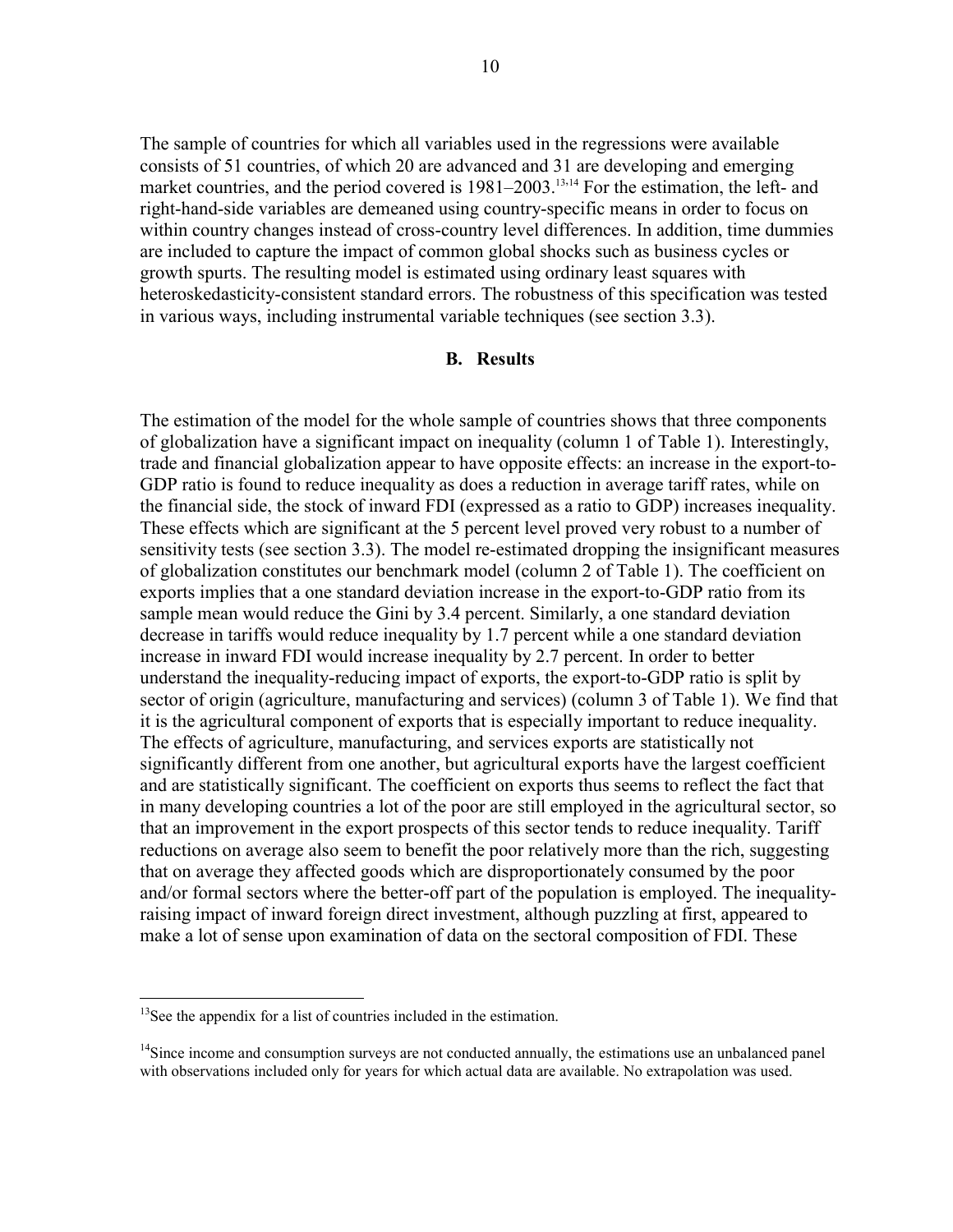The sample of countries for which all variables used in the regressions were available consists of 51 countries, of which 20 are advanced and 31 are developing and emerging market countries, and the period covered is 1981–2003.[13,14] For the estimation, the left- and right-hand-side variables are demeaned using country-specific means in order to focus on within country changes instead of cross-country level differences. In addition, time dummies are included to capture the impact of common global shocks such as business cycles or growth spurts. The resulting model is estimated using ordinary least squares with heteroskedasticity-consistent standard errors. The robustness of this specification was tested in various ways, including instrumental variable techniques (see section 3.3).

## B. Results

The estimation of the model for the whole sample of countries shows that three components of globalization have a significant impact on inequality (column 1 of Table 1). Interestingly, trade and financial globalization appear to have opposite effects: an increase in the export-to-GDP ratio is found to reduce inequality as does a reduction in average tariff rates, while on the financial side, the stock of inward FDI (expressed as a ratio to GDP) increases inequality. These effects which are significant at the 5 percent level proved very robust to a number of sensitivity tests (see section 3.3). The model re-estimated dropping the insignificant measures of globalization constitutes our benchmark model (column 2 of Table 1). The coefficient on exports implies that a one standard deviation increase in the export-to-GDP ratio from its sample mean would reduce the Gini by 3.4 percent. Similarly, a one standard deviation decrease in tariffs would reduce inequality by 1.7 percent while a one standard deviation increase in inward FDI would increase inequality by 2.7 percent. In order to better understand the inequality-reducing impact of exports, the export-to-GDP ratio is split by sector of origin (agriculture, manufacturing and services) (column 3 of Table 1). We find that it is the agricultural component of exports that is especially important to reduce inequality. The effects of agriculture, manufacturing, and services exports are statistically not significantly different from one another, but agricultural exports have the largest coefficient and are statistically significant. The coefficient on exports thus seems to reflect the fact that in many developing countries a lot of the poor are still employed in the agricultural sector, so that an improvement in the export prospects of this sector tends to reduce inequality. Tariff reductions on average also seem to benefit the poor relatively more than the rich, suggesting that on average they affected goods which are disproportionately consumed by the poor and/or formal sectors where the better-off part of the population is employed. The inequality-raising impact of inward foreign direct investment, although puzzling at first, appeared to make a lot of sense upon examination of data on the sectoral composition of FDI. These

[13]See the appendix for a list of countries included in the estimation.

[14]Since income and consumption surveys are not conducted annually, the estimations use an unbalanced panel with observations included only for years for which actual data are available. No extrapolation was used.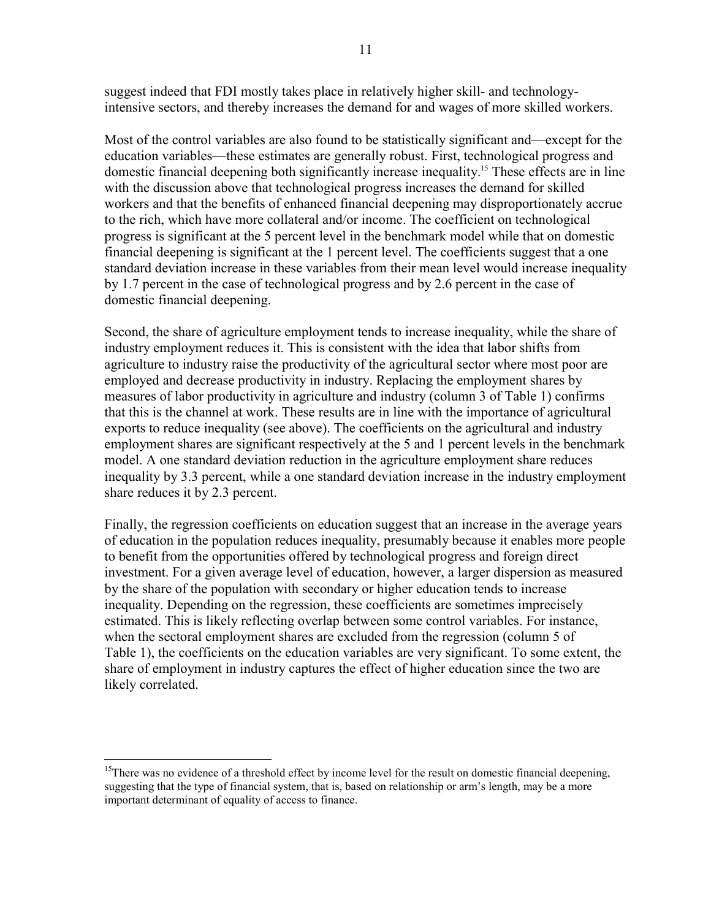suggest indeed that FDI mostly takes place in relatively higher skill- and technology-intensive sectors, and thereby increases the demand for and wages of more skilled workers.

Most of the control variables are also found to be statistically significant and—except for the education variables—these estimates are generally robust. First, technological progress and domestic financial deepening both significantly increase inequality.[15] These effects are in line with the discussion above that technological progress increases the demand for skilled workers and that the benefits of enhanced financial deepening may disproportionately accrue to the rich, which have more collateral and/or income. The coefficient on technological progress is significant at the 5 percent level in the benchmark model while that on domestic financial deepening is significant at the 1 percent level. The coefficients suggest that a one standard deviation increase in these variables from their mean level would increase inequality by 1.7 percent in the case of technological progress and by 2.6 percent in the case of domestic financial deepening.

Second, the share of agriculture employment tends to increase inequality, while the share of industry employment reduces it. This is consistent with the idea that labor shifts from agriculture to industry raise the productivity of the agricultural sector where most poor are employed and decrease productivity in industry. Replacing the employment shares by measures of labor productivity in agriculture and industry (column 3 of Table 1) confirms that this is the channel at work. These results are in line with the importance of agricultural exports to reduce inequality (see above). The coefficients on the agricultural and industry employment shares are significant respectively at the 5 and 1 percent levels in the benchmark model. A one standard deviation reduction in the agriculture employment share reduces inequality by 3.3 percent, while a one standard deviation increase in the industry employment share reduces it by 2.3 percent.

Finally, the regression coefficients on education suggest that an increase in the average years of education in the population reduces inequality, presumably because it enables more people to benefit from the opportunities offered by technological progress and foreign direct investment. For a given average level of education, however, a larger dispersion as measured by the share of the population with secondary or higher education tends to increase inequality. Depending on the regression, these coefficients are sometimes imprecisely estimated. This is likely reflecting overlap between some control variables. For instance, when the sectoral employment shares are excluded from the regression (column 5 of Table 1), the coefficients on the education variables are very significant. To some extent, the share of employment in industry captures the effect of higher education since the two are likely correlated.

---

[15] There was no evidence of a threshold effect by income level for the result on domestic financial deepening, suggesting that the type of financial system, that is, based on relationship or arm's length, may be a more important determinant of equality of access to finance.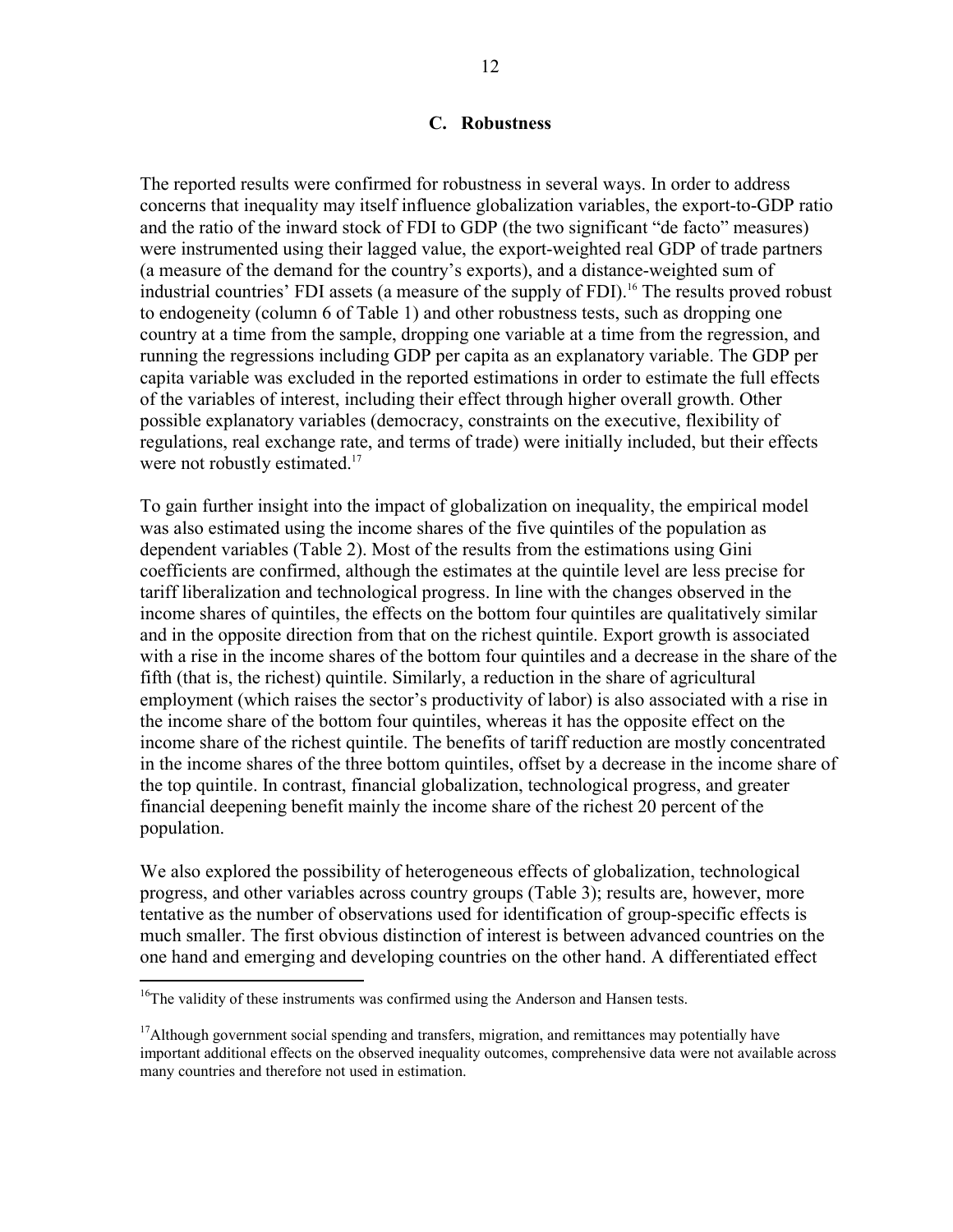### C. Robustness

The reported results were confirmed for robustness in several ways. In order to address concerns that inequality may itself influence globalization variables, the export-to-GDP ratio and the ratio of the inward stock of FDI to GDP (the two significant "de facto" measures) were instrumented using their lagged value, the export-weighted real GDP of trade partners (a measure of the demand for the country's exports), and a distance-weighted sum of industrial countries' FDI assets (a measure of the supply of FDI).[16] The results proved robust to endogeneity (column 6 of Table 1) and other robustness tests, such as dropping one country at a time from the sample, dropping one variable at a time from the regression, and running the regressions including GDP per capita as an explanatory variable. The GDP per capita variable was excluded in the reported estimations in order to estimate the full effects of the variables of interest, including their effect through higher overall growth. Other possible explanatory variables (democracy, constraints on the executive, flexibility of regulations, real exchange rate, and terms of trade) were initially included, but their effects were not robustly estimated.[17]

To gain further insight into the impact of globalization on inequality, the empirical model was also estimated using the income shares of the five quintiles of the population as dependent variables (Table 2). Most of the results from the estimations using Gini coefficients are confirmed, although the estimates at the quintile level are less precise for tariff liberalization and technological progress. In line with the changes observed in the income shares of quintiles, the effects on the bottom four quintiles are qualitatively similar and in the opposite direction from that on the richest quintile. Export growth is associated with a rise in the income shares of the bottom four quintiles and a decrease in the share of the fifth (that is, the richest) quintile. Similarly, a reduction in the share of agricultural employment (which raises the sector's productivity of labor) is also associated with a rise in the income share of the bottom four quintiles, whereas it has the opposite effect on the income share of the richest quintile. The benefits of tariff reduction are mostly concentrated in the income shares of the three bottom quintiles, offset by a decrease in the income share of the top quintile. In contrast, financial globalization, technological progress, and greater financial deepening benefit mainly the income share of the richest 20 percent of the population.

We also explored the possibility of heterogeneous effects of globalization, technological progress, and other variables across country groups (Table 3); results are, however, more tentative as the number of observations used for identification of group-specific effects is much smaller. The first obvious distinction of interest is between advanced countries on the one hand and emerging and developing countries on the other hand. A differentiated effect

---

[16] The validity of these instruments was confirmed using the Anderson and Hansen tests.

[17] Although government social spending and transfers, migration, and remittances may potentially have important additional effects on the observed inequality outcomes, comprehensive data were not available across many countries and therefore not used in estimation.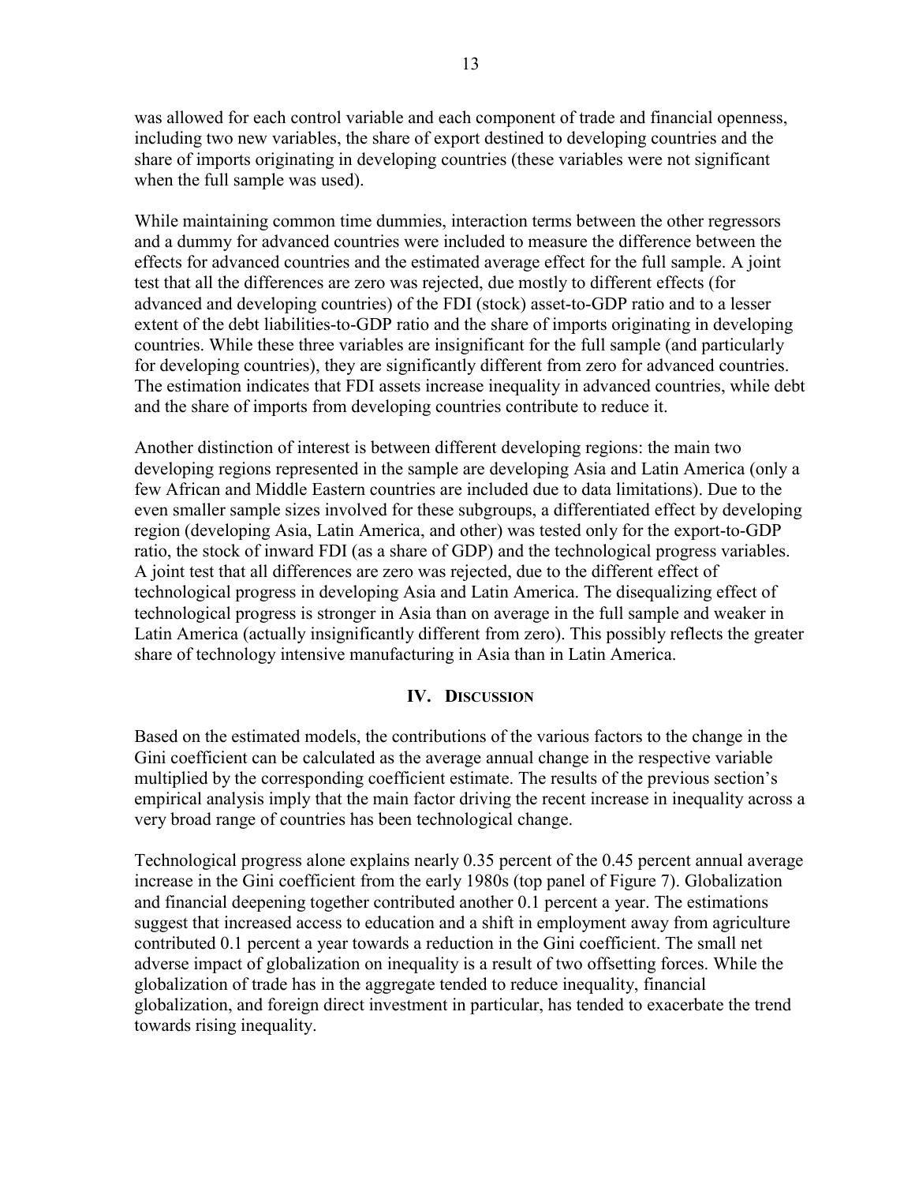was allowed for each control variable and each component of trade and financial openness, including two new variables, the share of export destined to developing countries and the share of imports originating in developing countries (these variables were not significant when the full sample was used).

While maintaining common time dummies, interaction terms between the other regressors and a dummy for advanced countries were included to measure the difference between the effects for advanced countries and the estimated average effect for the full sample. A joint test that all the differences are zero was rejected, due mostly to different effects (for advanced and developing countries) of the FDI (stock) asset-to-GDP ratio and to a lesser extent of the debt liabilities-to-GDP ratio and the share of imports originating in developing countries. While these three variables are insignificant for the full sample (and particularly for developing countries), they are significantly different from zero for advanced countries. The estimation indicates that FDI assets increase inequality in advanced countries, while debt and the share of imports from developing countries contribute to reduce it.

Another distinction of interest is between different developing regions: the main two developing regions represented in the sample are developing Asia and Latin America (only a few African and Middle Eastern countries are included due to data limitations). Due to the even smaller sample sizes involved for these subgroups, a differentiated effect by developing region (developing Asia, Latin America, and other) was tested only for the export-to-GDP ratio, the stock of inward FDI (as a share of GDP) and the technological progress variables. A joint test that all differences are zero was rejected, due to the different effect of technological progress in developing Asia and Latin America. The disequalizing effect of technological progress is stronger in Asia than on average in the full sample and weaker in Latin America (actually insignificantly different from zero). This possibly reflects the greater share of technology intensive manufacturing in Asia than in Latin America.

## IV. Discussion

Based on the estimated models, the contributions of the various factors to the change in the Gini coefficient can be calculated as the average annual change in the respective variable multiplied by the corresponding coefficient estimate. The results of the previous section's empirical analysis imply that the main factor driving the recent increase in inequality across a very broad range of countries has been technological change.

Technological progress alone explains nearly 0.35 percent of the 0.45 percent annual average increase in the Gini coefficient from the early 1980s (top panel of Figure 7). Globalization and financial deepening together contributed another 0.1 percent a year. The estimations suggest that increased access to education and a shift in employment away from agriculture contributed 0.1 percent a year towards a reduction in the Gini coefficient. The small net adverse impact of globalization on inequality is a result of two offsetting forces. While the globalization of trade has in the aggregate tended to reduce inequality, financial globalization, and foreign direct investment in particular, has tended to exacerbate the trend towards rising inequality.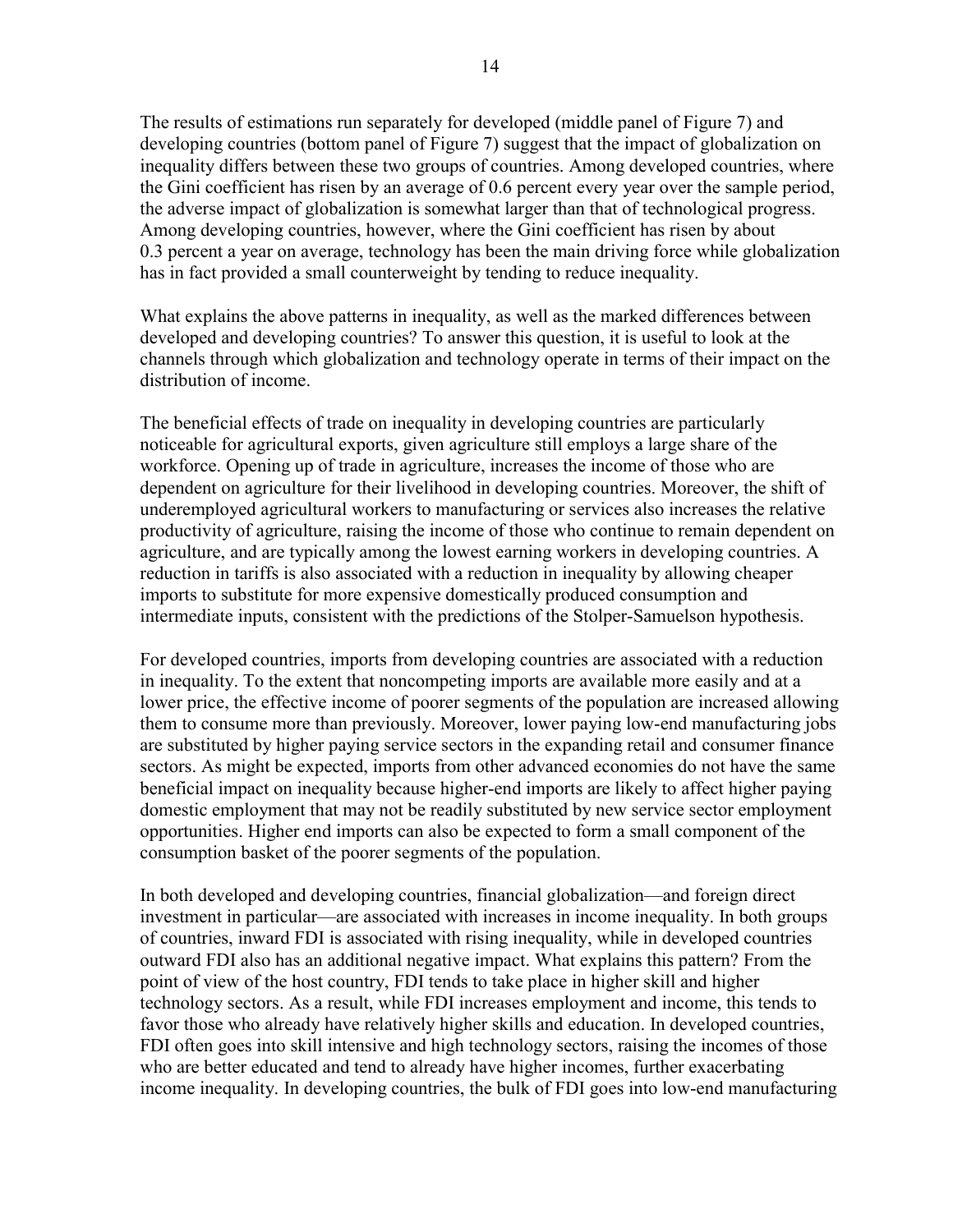The results of estimations run separately for developed (middle panel of Figure 7) and developing countries (bottom panel of Figure 7) suggest that the impact of globalization on inequality differs between these two groups of countries. Among developed countries, where the Gini coefficient has risen by an average of 0.6 percent every year over the sample period, the adverse impact of globalization is somewhat larger than that of technological progress. Among developing countries, however, where the Gini coefficient has risen by about 0.3 percent a year on average, technology has been the main driving force while globalization has in fact provided a small counterweight by tending to reduce inequality.

What explains the above patterns in inequality, as well as the marked differences between developed and developing countries? To answer this question, it is useful to look at the channels through which globalization and technology operate in terms of their impact on the distribution of income.

The beneficial effects of trade on inequality in developing countries are particularly noticeable for agricultural exports, given agriculture still employs a large share of the workforce. Opening up of trade in agriculture, increases the income of those who are dependent on agriculture for their livelihood in developing countries. Moreover, the shift of underemployed agricultural workers to manufacturing or services also increases the relative productivity of agriculture, raising the income of those who continue to remain dependent on agriculture, and are typically among the lowest earning workers in developing countries. A reduction in tariffs is also associated with a reduction in inequality by allowing cheaper imports to substitute for more expensive domestically produced consumption and intermediate inputs, consistent with the predictions of the Stolper-Samuelson hypothesis.

For developed countries, imports from developing countries are associated with a reduction in inequality. To the extent that noncompeting imports are available more easily and at a lower price, the effective income of poorer segments of the population are increased allowing them to consume more than previously. Moreover, lower paying low-end manufacturing jobs are substituted by higher paying service sectors in the expanding retail and consumer finance sectors. As might be expected, imports from other advanced economies do not have the same beneficial impact on inequality because higher-end imports are likely to affect higher paying domestic employment that may not be readily substituted by new service sector employment opportunities. Higher end imports can also be expected to form a small component of the consumption basket of the poorer segments of the population.

In both developed and developing countries, financial globalization—and foreign direct investment in particular—are associated with increases in income inequality. In both groups of countries, inward FDI is associated with rising inequality, while in developed countries outward FDI also has an additional negative impact. What explains this pattern? From the point of view of the host country, FDI tends to take place in higher skill and higher technology sectors. As a result, while FDI increases employment and income, this tends to favor those who already have relatively higher skills and education. In developed countries, FDI often goes into skill intensive and high technology sectors, raising the incomes of those who are better educated and tend to already have higher incomes, further exacerbating income inequality. In developing countries, the bulk of FDI goes into low-end manufacturing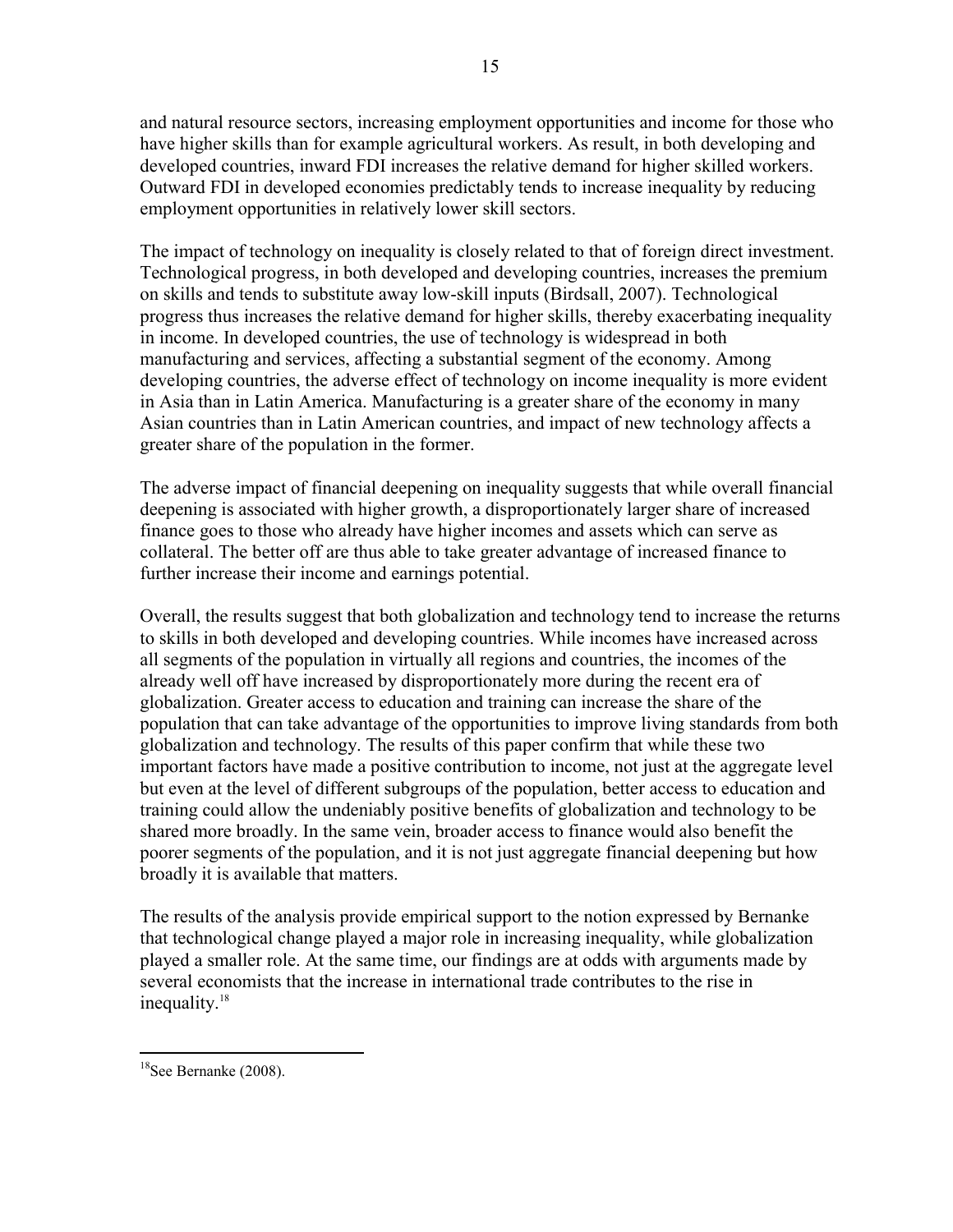and natural resource sectors, increasing employment opportunities and income for those who have higher skills than for example agricultural workers. As result, in both developing and developed countries, inward FDI increases the relative demand for higher skilled workers. Outward FDI in developed economies predictably tends to increase inequality by reducing employment opportunities in relatively lower skill sectors.

The impact of technology on inequality is closely related to that of foreign direct investment. Technological progress, in both developed and developing countries, increases the premium on skills and tends to substitute away low-skill inputs (Birdsall, 2007). Technological progress thus increases the relative demand for higher skills, thereby exacerbating inequality in income. In developed countries, the use of technology is widespread in both manufacturing and services, affecting a substantial segment of the economy. Among developing countries, the adverse effect of technology on income inequality is more evident in Asia than in Latin America. Manufacturing is a greater share of the economy in many Asian countries than in Latin American countries, and impact of new technology affects a greater share of the population in the former.

The adverse impact of financial deepening on inequality suggests that while overall financial deepening is associated with higher growth, a disproportionately larger share of increased finance goes to those who already have higher incomes and assets which can serve as collateral. The better off are thus able to take greater advantage of increased finance to further increase their income and earnings potential.

Overall, the results suggest that both globalization and technology tend to increase the returns to skills in both developed and developing countries. While incomes have increased across all segments of the population in virtually all regions and countries, the incomes of the already well off have increased by disproportionately more during the recent era of globalization. Greater access to education and training can increase the share of the population that can take advantage of the opportunities to improve living standards from both globalization and technology. The results of this paper confirm that while these two important factors have made a positive contribution to income, not just at the aggregate level but even at the level of different subgroups of the population, better access to education and training could allow the undeniably positive benefits of globalization and technology to be shared more broadly. In the same vein, broader access to finance would also benefit the poorer segments of the population, and it is not just aggregate financial deepening but how broadly it is available that matters.

The results of the analysis provide empirical support to the notion expressed by Bernanke that technological change played a major role in increasing inequality, while globalization played a smaller role. At the same time, our findings are at odds with arguments made by several economists that the increase in international trade contributes to the rise in inequality.[18]

---

[18] See Bernanke (2008).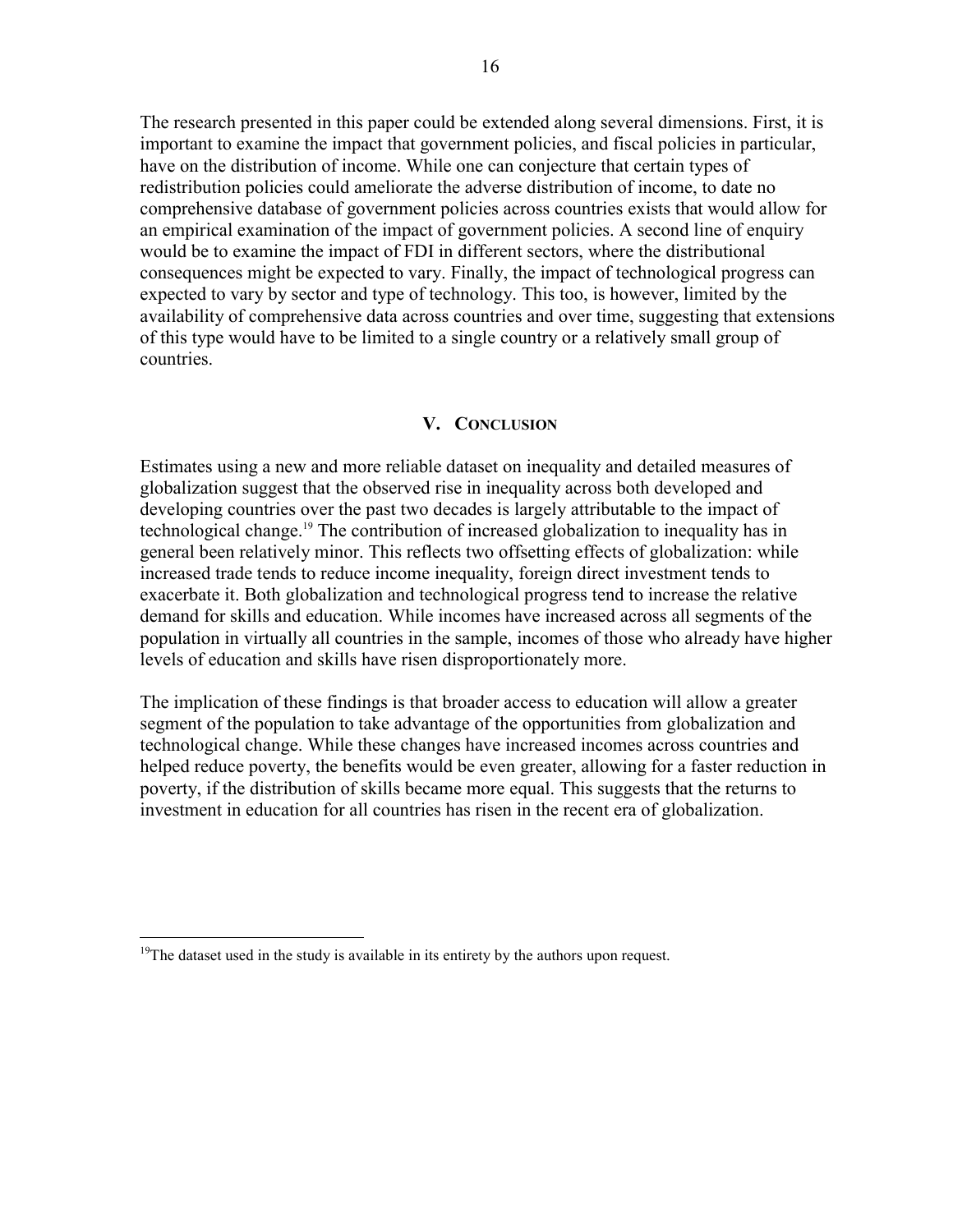The research presented in this paper could be extended along several dimensions. First, it is important to examine the impact that government policies, and fiscal policies in particular, have on the distribution of income. While one can conjecture that certain types of redistribution policies could ameliorate the adverse distribution of income, to date no comprehensive database of government policies across countries exists that would allow for an empirical examination of the impact of government policies. A second line of enquiry would be to examine the impact of FDI in different sectors, where the distributional consequences might be expected to vary. Finally, the impact of technological progress can expected to vary by sector and type of technology. This too, is however, limited by the availability of comprehensive data across countries and over time, suggesting that extensions of this type would have to be limited to a single country or a relatively small group of countries.

## V. Conclusion

Estimates using a new and more reliable dataset on inequality and detailed measures of globalization suggest that the observed rise in inequality across both developed and developing countries over the past two decades is largely attributable to the impact of technological change.[19] The contribution of increased globalization to inequality has in general been relatively minor. This reflects two offsetting effects of globalization: while increased trade tends to reduce income inequality, foreign direct investment tends to exacerbate it. Both globalization and technological progress tend to increase the relative demand for skills and education. While incomes have increased across all segments of the population in virtually all countries in the sample, incomes of those who already have higher levels of education and skills have risen disproportionately more.

The implication of these findings is that broader access to education will allow a greater segment of the population to take advantage of the opportunities from globalization and technological change. While these changes have increased incomes across countries and helped reduce poverty, the benefits would be even greater, allowing for a faster reduction in poverty, if the distribution of skills became more equal. This suggests that the returns to investment in education for all countries has risen in the recent era of globalization.

---

[19] The dataset used in the study is available in its entirety by the authors upon request.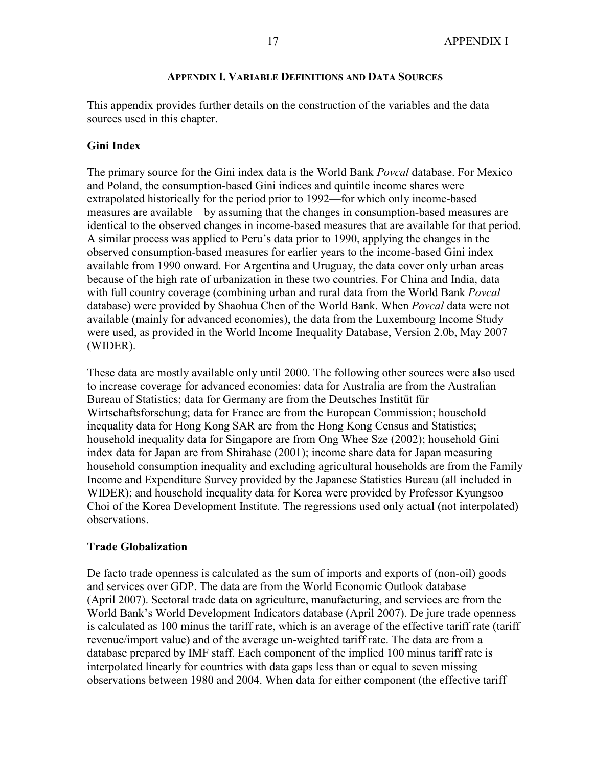## Appendix I. Variable Definitions and Data Sources

This appendix provides further details on the construction of the variables and the data sources used in this chapter.

### Gini Index

The primary source for the Gini index data is the World Bank *Povcal* database. For Mexico and Poland, the consumption-based Gini indices and quintile income shares were extrapolated historically for the period prior to 1992—for which only income-based measures are available—by assuming that the changes in consumption-based measures are identical to the observed changes in income-based measures that are available for that period. A similar process was applied to Peru's data prior to 1990, applying the changes in the observed consumption-based measures for earlier years to the income-based Gini index available from 1990 onward. For Argentina and Uruguay, the data cover only urban areas because of the high rate of urbanization in these two countries. For China and India, data with full country coverage (combining urban and rural data from the World Bank *Povcal* database) were provided by Shaohua Chen of the World Bank. When *Povcal* data were not available (mainly for advanced economies), the data from the Luxembourg Income Study were used, as provided in the World Income Inequality Database, Version 2.0b, May 2007 (WIDER).

These data are mostly available only until 2000. The following other sources were also used to increase coverage for advanced economies: data for Australia are from the Australian Bureau of Statistics; data for Germany are from the Deutsches Institüt für Wirtschaftsforschung; data for France are from the European Commission; household inequality data for Hong Kong SAR are from the Hong Kong Census and Statistics; household inequality data for Singapore are from Ong Whee Sze (2002); household Gini index data for Japan are from Shirahase (2001); income share data for Japan measuring household consumption inequality and excluding agricultural households are from the Family Income and Expenditure Survey provided by the Japanese Statistics Bureau (all included in WIDER); and household inequality data for Korea were provided by Professor Kyungsoo Choi of the Korea Development Institute. The regressions used only actual (not interpolated) observations.

### Trade Globalization

De facto trade openness is calculated as the sum of imports and exports of (non-oil) goods and services over GDP. The data are from the World Economic Outlook database (April 2007). Sectoral trade data on agriculture, manufacturing, and services are from the World Bank's World Development Indicators database (April 2007). De jure trade openness is calculated as 100 minus the tariff rate, which is an average of the effective tariff rate (tariff revenue/import value) and of the average un-weighted tariff rate. The data are from a database prepared by IMF staff. Each component of the implied 100 minus tariff rate is interpolated linearly for countries with data gaps less than or equal to seven missing observations between 1980 and 2004. When data for either component (the effective tariff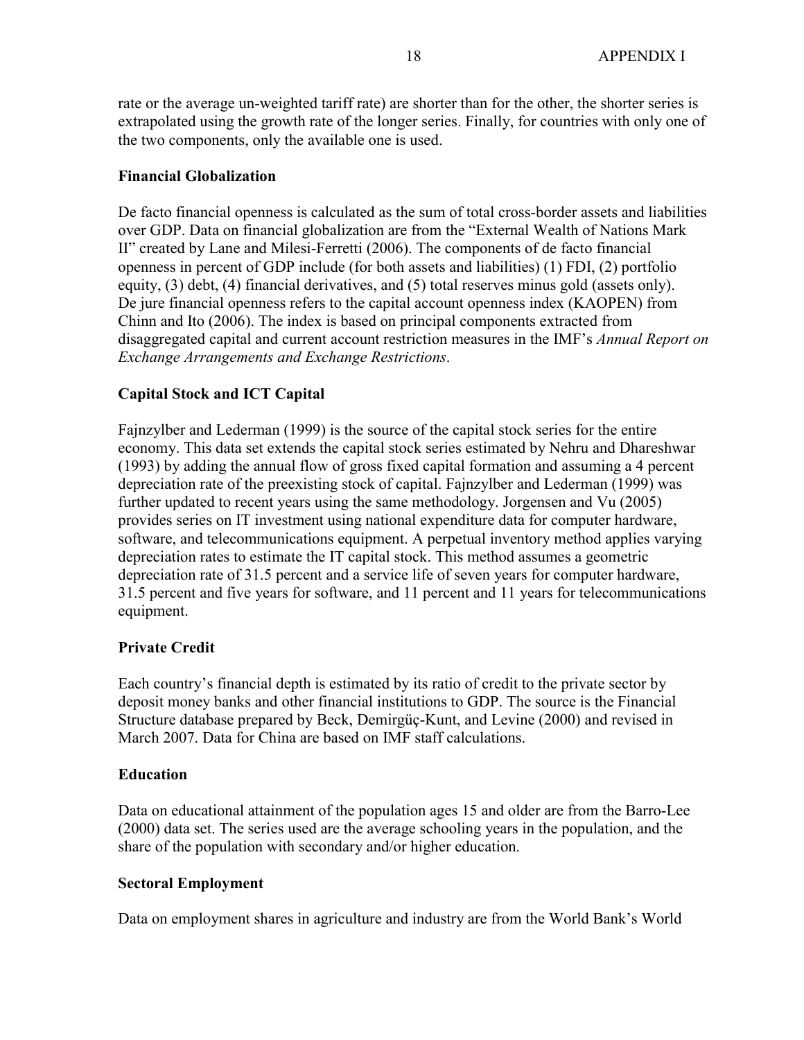rate or the average un-weighted tariff rate) are shorter than for the other, the shorter series is extrapolated using the growth rate of the longer series. Finally, for countries with only one of the two components, only the available one is used.

**Financial Globalization**

De facto financial openness is calculated as the sum of total cross-border assets and liabilities over GDP. Data on financial globalization are from the "External Wealth of Nations Mark II" created by Lane and Milesi-Ferretti (2006). The components of de facto financial openness in percent of GDP include (for both assets and liabilities) (1) FDI, (2) portfolio equity, (3) debt, (4) financial derivatives, and (5) total reserves minus gold (assets only). De jure financial openness refers to the capital account openness index (KAOPEN) from Chinn and Ito (2006). The index is based on principal components extracted from disaggregated capital and current account restriction measures in the IMF's *Annual Report on Exchange Arrangements and Exchange Restrictions*.

**Capital Stock and ICT Capital**

Fajnzylber and Lederman (1999) is the source of the capital stock series for the entire economy. This data set extends the capital stock series estimated by Nehru and Dhareshwar (1993) by adding the annual flow of gross fixed capital formation and assuming a 4 percent depreciation rate of the preexisting stock of capital. Fajnzylber and Lederman (1999) was further updated to recent years using the same methodology. Jorgensen and Vu (2005) provides series on IT investment using national expenditure data for computer hardware, software, and telecommunications equipment. A perpetual inventory method applies varying depreciation rates to estimate the IT capital stock. This method assumes a geometric depreciation rate of 31.5 percent and a service life of seven years for computer hardware, 31.5 percent and five years for software, and 11 percent and 11 years for telecommunications equipment.

**Private Credit**

Each country's financial depth is estimated by its ratio of credit to the private sector by deposit money banks and other financial institutions to GDP. The source is the Financial Structure database prepared by Beck, Demirgüç-Kunt, and Levine (2000) and revised in March 2007. Data for China are based on IMF staff calculations.

**Education**

Data on educational attainment of the population ages 15 and older are from the Barro-Lee (2000) data set. The series used are the average schooling years in the population, and the share of the population with secondary and/or higher education.

**Sectoral Employment**

Data on employment shares in agriculture and industry are from the World Bank's World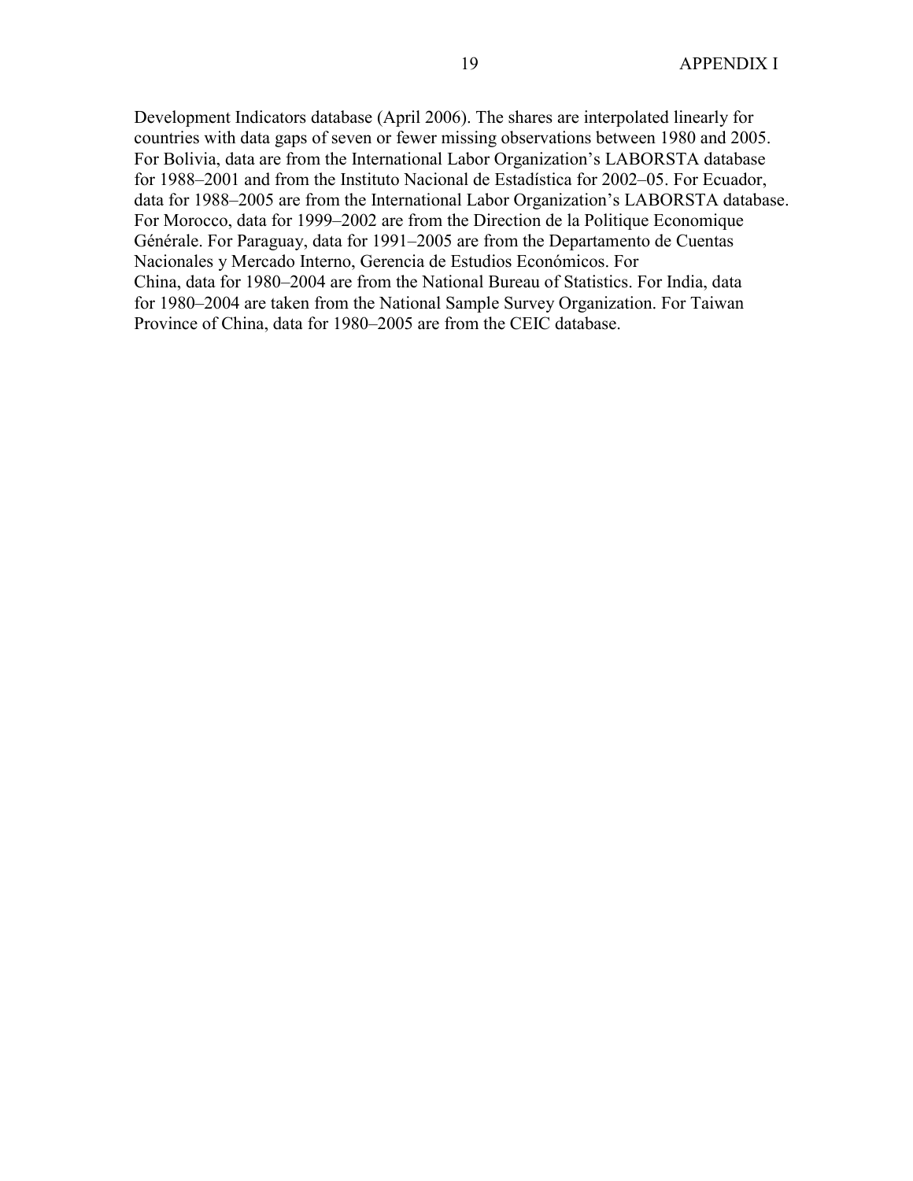Development Indicators database (April 2006). The shares are interpolated linearly for countries with data gaps of seven or fewer missing observations between 1980 and 2005. For Bolivia, data are from the International Labor Organization's LABORSTA database for 1988–2001 and from the Instituto Nacional de Estadística for 2002–05. For Ecuador, data for 1988–2005 are from the International Labor Organization's LABORSTA database. For Morocco, data for 1999–2002 are from the Direction de la Politique Economique Générale. For Paraguay, data for 1991–2005 are from the Departamento de Cuentas Nacionales y Mercado Interno, Gerencia de Estudios Económicos. For China, data for 1980–2004 are from the National Bureau of Statistics. For India, data for 1980–2004 are taken from the National Sample Survey Organization. For Taiwan Province of China, data for 1980–2005 are from the CEIC database.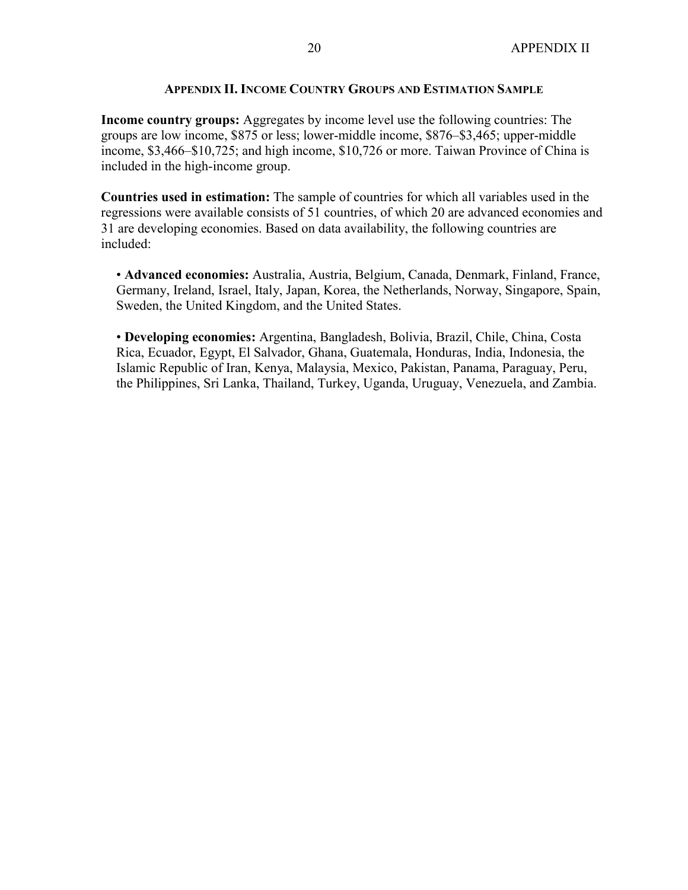## Appendix II. Income Country Groups and Estimation Sample

**Income country groups:** Aggregates by income level use the following countries: The groups are low income, $875 or less; lower-middle income, $876–$3,465; upper-middle income, $3,466–$10,725; and high income, $10,726 or more. Taiwan Province of China is included in the high-income group.

**Countries used in estimation:** The sample of countries for which all variables used in the regressions were available consists of 51 countries, of which 20 are advanced economies and 31 are developing economies. Based on data availability, the following countries are included:

- **Advanced economies:** Australia, Austria, Belgium, Canada, Denmark, Finland, France, Germany, Ireland, Israel, Italy, Japan, Korea, the Netherlands, Norway, Singapore, Spain, Sweden, the United Kingdom, and the United States.

- **Developing economies:** Argentina, Bangladesh, Bolivia, Brazil, Chile, China, Costa Rica, Ecuador, Egypt, El Salvador, Ghana, Guatemala, Honduras, India, Indonesia, the Islamic Republic of Iran, Kenya, Malaysia, Mexico, Pakistan, Panama, Paraguay, Peru, the Philippines, Sri Lanka, Thailand, Turkey, Uganda, Uruguay, Venezuela, and Zambia.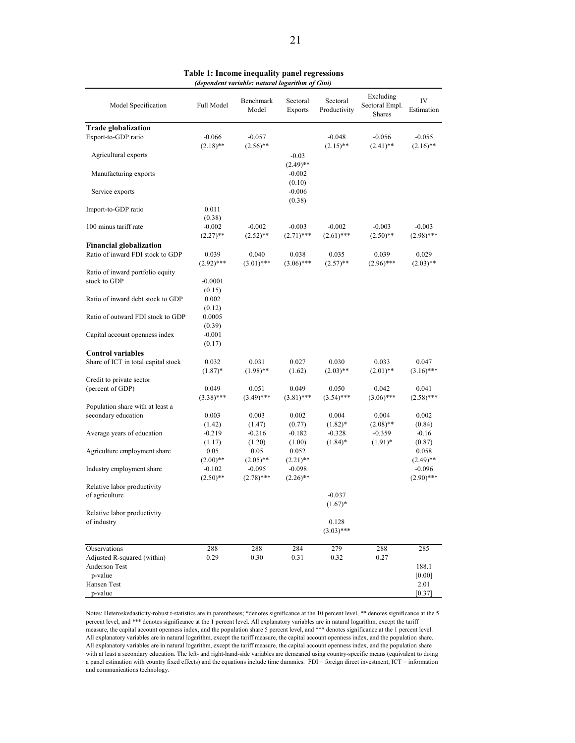**Table 1: Income inequality panel regressions**
***(dependent variable: natural logarithm of Gini)***

| Model Specification | Full Model | Benchmark Model | Sectoral Exports | Sectoral Productivity | Excluding Sectoral Empl. Shares | IV Estimation |
|---|---|---|---|---|---|---|
| **Trade globalization** | | | | | | |
| Export-to-GDP ratio | -0.066 | -0.057 | | -0.048 | -0.056 | -0.055 |
| | (2.18)** | (2.56)** | | (2.15)** | (2.41)** | (2.16)** |
| Agricultural exports | | | -0.03 | | | |
| | | | (2.49)** | | | |
| Manufacturing exports | | | -0.002 | | | |
| | | | (0.10) | | | |
| Service exports | | | -0.006 | | | |
| | | | (0.38) | | | |
| Import-to-GDP ratio | 0.011 | | | | | |
| | (0.38) | | | | | |
| 100 minus tariff rate | -0.002 | -0.002 | -0.003 | -0.002 | -0.003 | -0.003 |
| | (2.27)** | (2.52)** | (2.71)*** | (2.61)*** | (2.50)** | (2.98)*** |
| **Financial globalization** | | | | | | |
| Ratio of inward FDI stock to GDP | 0.039 | 0.040 | 0.038 | 0.035 | 0.039 | 0.029 |
| | (2.92)*** | (3.01)*** | (3.06)*** | (2.57)** | (2.96)*** | (2.03)** |
| Ratio of inward portfolio equity stock to GDP | -0.0001 | | | | | |
| | (0.15) | | | | | |
| Ratio of inward debt stock to GDP | 0.002 | | | | | |
| | (0.12) | | | | | |
| Ratio of outward FDI stock to GDP | 0.0005 | | | | | |
| | (0.39) | | | | | |
| Capital account openness index | -0.001 | | | | | |
| | (0.17) | | | | | |
| **Control variables** | | | | | | |
| Share of ICT in total capital stock | 0.032 | 0.031 | 0.027 | 0.030 | 0.033 | 0.047 |
| | (1.87)* | (1.98)** | (1.62) | (2.03)** | (2.01)** | (3.16)*** |
| Credit to private sector (percent of GDP) | 0.049 | 0.051 | 0.049 | 0.050 | 0.042 | 0.041 |
| | (3.38)*** | (3.49)*** | (3.81)*** | (3.54)*** | (3.06)*** | (2.58)*** |
| Population share with at least a secondary education | 0.003 | 0.003 | 0.002 | 0.004 | 0.004 | 0.002 |
| | (1.42) | (1.47) | (0.77) | (1.82)* | (2.08)** | (0.84) |
| Average years of education | -0.219 | -0.216 | -0.182 | -0.328 | -0.359 | -0.16 |
| | (1.17) | (1.20) | (1.00) | (1.84)* | (1.91)* | (0.87) |
| Agriculture employment share | 0.05 | 0.05 | 0.052 | | | 0.058 |
| | (2.00)** | (2.05)** | (2.21)** | | | (2.49)** |
| Industry employment share | -0.102 | -0.095 | -0.098 | | | -0.096 |
| | (2.50)** | (2.78)*** | (2.26)** | | | (2.90)*** |
| Relative labor productivity of agriculture | | | | -0.037 | | |
| | | | | (1.67)* | | |
| Relative labor productivity of industry | | | | 0.128 | | |
| | | | | (3.03)*** | | |
| Observations | 288 | 288 | 284 | 279 | 288 | 285 |
| Adjusted R-squared (within) | 0.29 | 0.30 | 0.31 | 0.32 | 0.27 | |
| Anderson Test | | | | | | 188.1 |
| p-value | | | | | | [0.00] |
| Hansen Test | | | | | | 2.01 |
| p-value | | | | | | [0.37] |

Notes: Heteroskedasticity-robust t-statistics are in parentheses; *denotes significance at the 10 percent level, ** denotes significance at the 5 percent level, and *** denotes significance at the 1 percent level. All explanatory variables are in natural logarithm, except the tariff measure, the capital account openness index, and the population share 5 percent level, and *** denotes significance at the 1 percent level. All explanatory variables are in natural logarithm, except the tariff measure, the capital account openness index, and the population share. All explanatory variables are in natural logarithm, except the tariff measure, the capital account openness index, and the population share with at least a secondary education. The left- and right-hand-side variables are demeaned using country-specific means (equivalent to doing a panel estimation with country fixed effects) and the equations include time dummies. FDI = foreign direct investment; ICT = information and communications technology.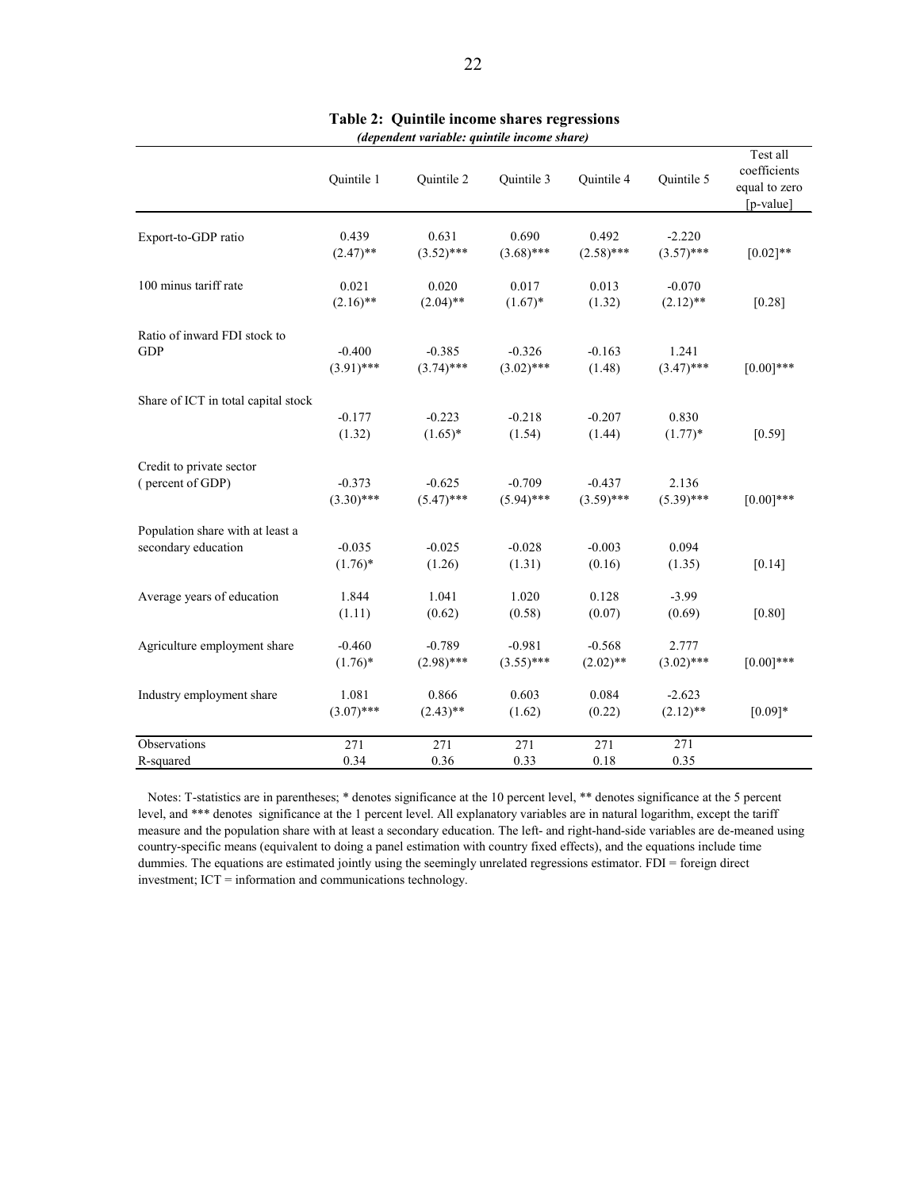**Table 2: Quintile income shares regressions**

*(dependent variable: quintile income share)*

| | Quintile 1 | Quintile 2 | Quintile 3 | Quintile 4 | Quintile 5 | Test all coefficients equal to zero [p-value] |
|---|---|---|---|---|---|---|
| Export-to-GDP ratio | 0.439 | 0.631 | 0.690 | 0.492 | -2.220 | |
| | (2.47)** | (3.52)*** | (3.68)*** | (2.58)*** | (3.57)*** | [0.02]** |
| 100 minus tariff rate | 0.021 | 0.020 | 0.017 | 0.013 | -0.070 | |
| | (2.16)** | (2.04)** | (1.67)* | (1.32) | (2.12)** | [0.28] |
| Ratio of inward FDI stock to GDP | -0.400 | -0.385 | -0.326 | -0.163 | 1.241 | |
| | (3.91)*** | (3.74)*** | (3.02)*** | (1.48) | (3.47)*** | [0.00]*** |
| Share of ICT in total capital stock | -0.177 | -0.223 | -0.218 | -0.207 | 0.830 | |
| | (1.32) | (1.65)* | (1.54) | (1.44) | (1.77)* | [0.59] |
| Credit to private sector ( percent of GDP) | -0.373 | -0.625 | -0.709 | -0.437 | 2.136 | |
| | (3.30)*** | (5.47)*** | (5.94)*** | (3.59)*** | (5.39)*** | [0.00]*** |
| Population share with at least a secondary education | -0.035 | -0.025 | -0.028 | -0.003 | 0.094 | |
| | (1.76)* | (1.26) | (1.31) | (0.16) | (1.35) | [0.14] |
| Average years of education | 1.844 | 1.041 | 1.020 | 0.128 | -3.99 | |
| | (1.11) | (0.62) | (0.58) | (0.07) | (0.69) | [0.80] |
| Agriculture employment share | -0.460 | -0.789 | -0.981 | -0.568 | 2.777 | |
| | (1.76)* | (2.98)*** | (3.55)*** | (2.02)** | (3.02)*** | [0.00]*** |
| Industry employment share | 1.081 | 0.866 | 0.603 | 0.084 | -2.623 | |
| | (3.07)*** | (2.43)** | (1.62) | (0.22) | (2.12)** | [0.09]* |
| Observations | 271 | 271 | 271 | 271 | 271 | |
| R-squared | 0.34 | 0.36 | 0.33 | 0.18 | 0.35 | |

Notes: T-statistics are in parentheses; * denotes significance at the 10 percent level, ** denotes significance at the 5 percent level, and *** denotes significance at the 1 percent level. All explanatory variables are in natural logarithm, except the tariff measure and the population share with at least a secondary education. The left- and right-hand-side variables are de-meaned using country-specific means (equivalent to doing a panel estimation with country fixed effects), and the equations include time dummies. The equations are estimated jointly using the seemingly unrelated regressions estimator. FDI = foreign direct investment; ICT = information and communications technology.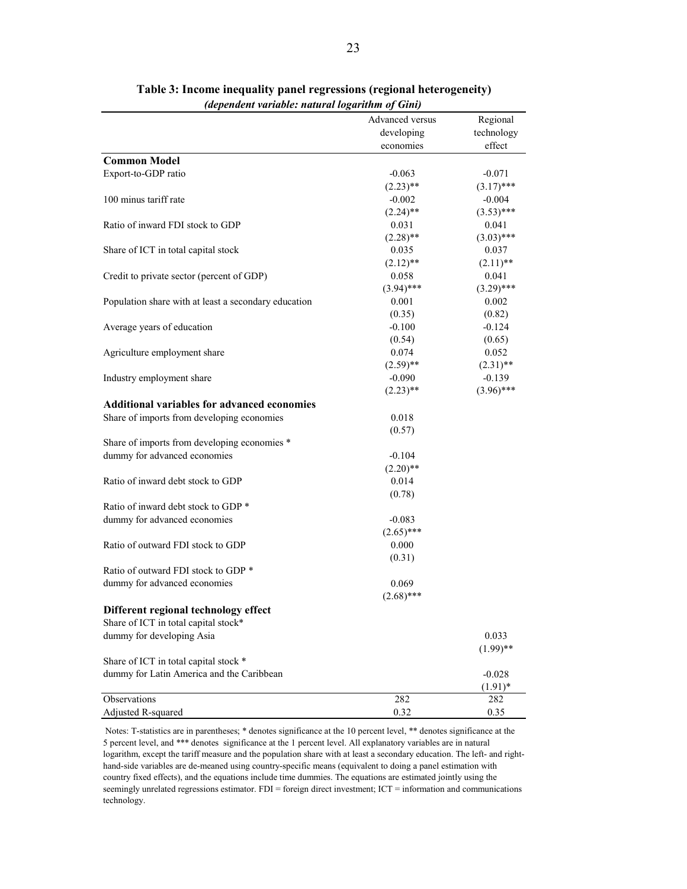**Table 3: Income inequality panel regressions (regional heterogeneity)**

***(dependent variable: natural logarithm of Gini)***

| | Advanced versus developing economies | Regional technology effect |
|---|---|---|
| **Common Model** | | |
| Export-to-GDP ratio | -0.063 | -0.071 |
| | (2.23)** | (3.17)*** |
| 100 minus tariff rate | -0.002 | -0.004 |
| | (2.24)** | (3.53)*** |
| Ratio of inward FDI stock to GDP | 0.031 | 0.041 |
| | (2.28)** | (3.03)*** |
| Share of ICT in total capital stock | 0.035 | 0.037 |
| | (2.12)** | (2.11)** |
| Credit to private sector (percent of GDP) | 0.058 | 0.041 |
| | (3.94)*** | (3.29)*** |
| Population share with at least a secondary education | 0.001 | 0.002 |
| | (0.35) | (0.82) |
| Average years of education | -0.100 | -0.124 |
| | (0.54) | (0.65) |
| Agriculture employment share | 0.074 | 0.052 |
| | (2.59)** | (2.31)** |
| Industry employment share | -0.090 | -0.139 |
| | (2.23)** | (3.96)*** |
| **Additional variables for advanced economies** | | |
| Share of imports from developing economies | 0.018 | |
| | (0.57) | |
| Share of imports from developing economies * dummy for advanced economies | -0.104 | |
| | (2.20)** | |
| Ratio of inward debt stock to GDP | 0.014 | |
| | (0.78) | |
| Ratio of inward debt stock to GDP * dummy for advanced economies | -0.083 | |
| | (2.65)*** | |
| Ratio of outward FDI stock to GDP | 0.000 | |
| | (0.31) | |
| Ratio of outward FDI stock to GDP * dummy for advanced economies | 0.069 | |
| | (2.68)*** | |
| **Different regional technology effect** | | |
| Share of ICT in total capital stock* dummy for developing Asia | | 0.033 |
| | | (1.99)** |
| Share of ICT in total capital stock * dummy for Latin America and the Caribbean | | -0.028 |
| | | (1.91)* |
| Observations | 282 | 282 |
| Adjusted R-squared | 0.32 | 0.35 |

Notes: T-statistics are in parentheses; * denotes significance at the 10 percent level, ** denotes significance at the 5 percent level, and *** denotes significance at the 1 percent level. All explanatory variables are in natural logarithm, except the tariff measure and the population share with at least a secondary education. The left- and right-hand-side variables are de-meaned using country-specific means (equivalent to doing a panel estimation with country fixed effects), and the equations include time dummies. The equations are estimated jointly using the seemingly unrelated regressions estimator. FDI = foreign direct investment; ICT = information and communications technology.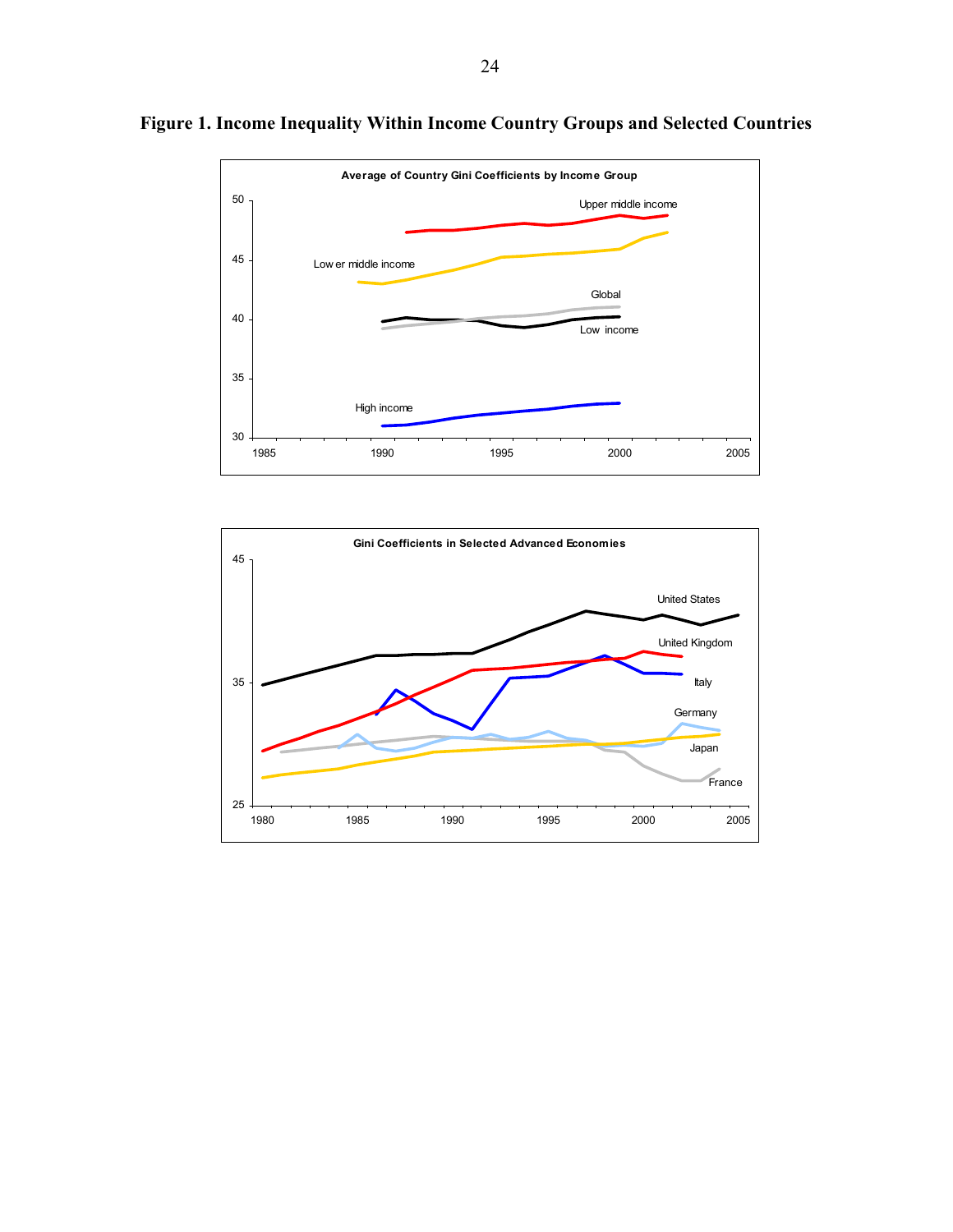# Figure 1. Income Inequality Within Income Country Groups and Selected Countries

**Average of Country Gini Coefficients by Income Group**

Upper middle income

Lower middle income

Global

Low income

High income

**Gini Coefficients in Selected Advanced Economies**

United States

United Kingdom

Italy

Germany

Japan

France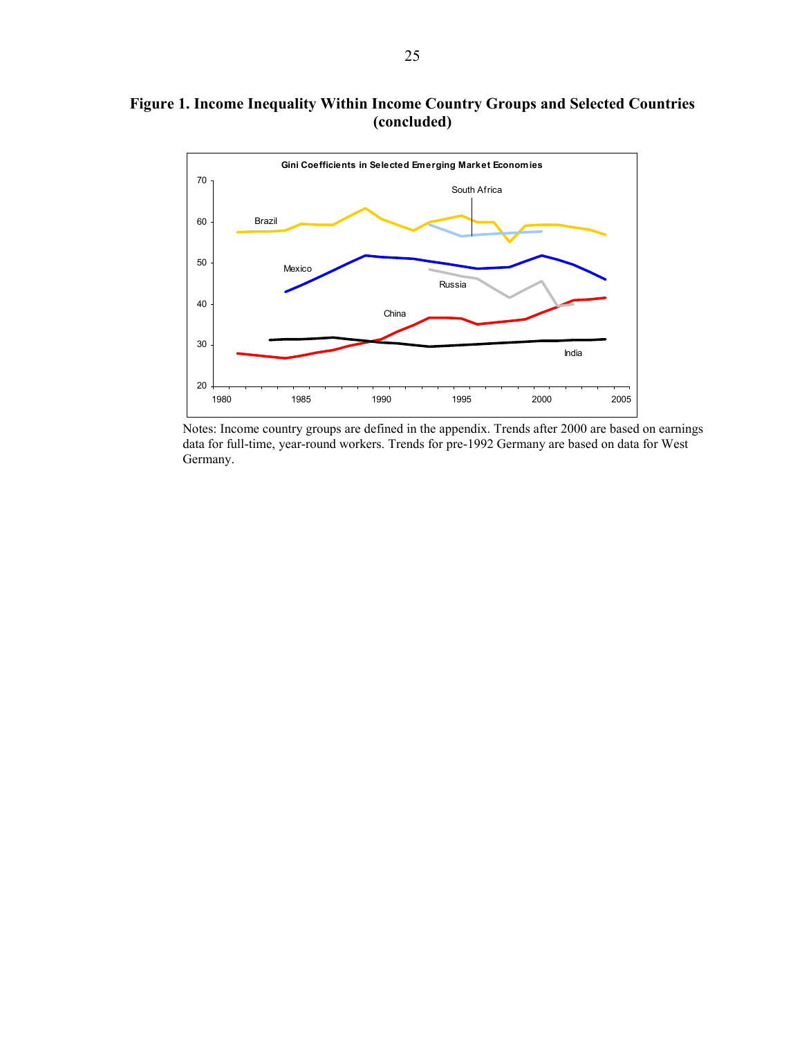**Figure 1. Income Inequality Within Income Country Groups and Selected Countries (concluded)**

Notes: Income country groups are defined in the appendix. Trends after 2000 are based on earnings data for full-time, year-round workers. Trends for pre-1992 Germany are based on data for West Germany.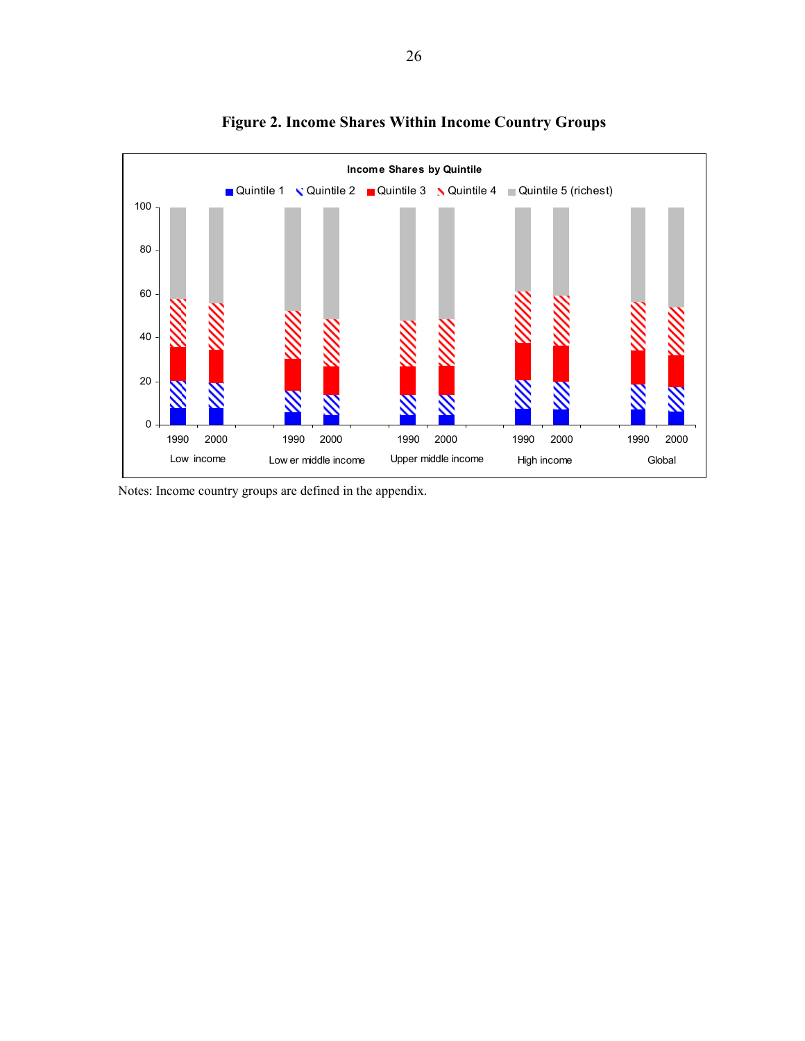# Figure 2. Income Shares Within Income Country Groups

Notes: Income country groups are defined in the appendix.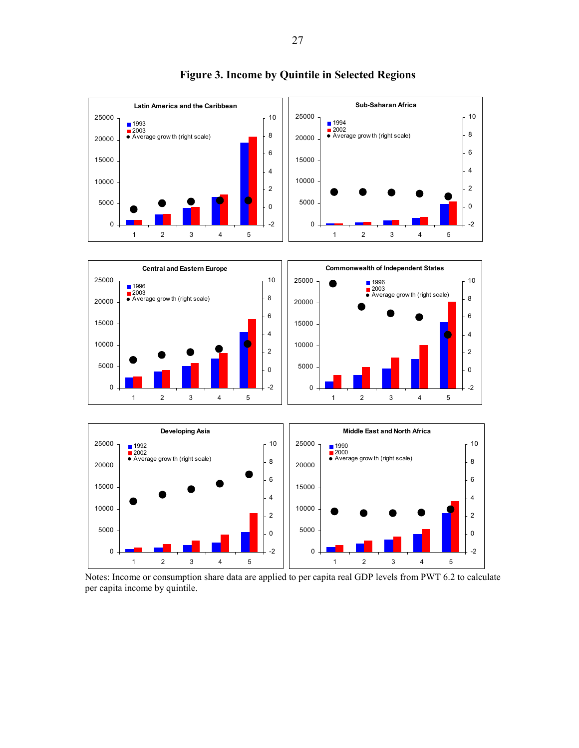# Figure 3. Income by Quintile in Selected Regions

Notes: Income or consumption share data are applied to per capita real GDP levels from PWT 6.2 to calculate per capita income by quintile.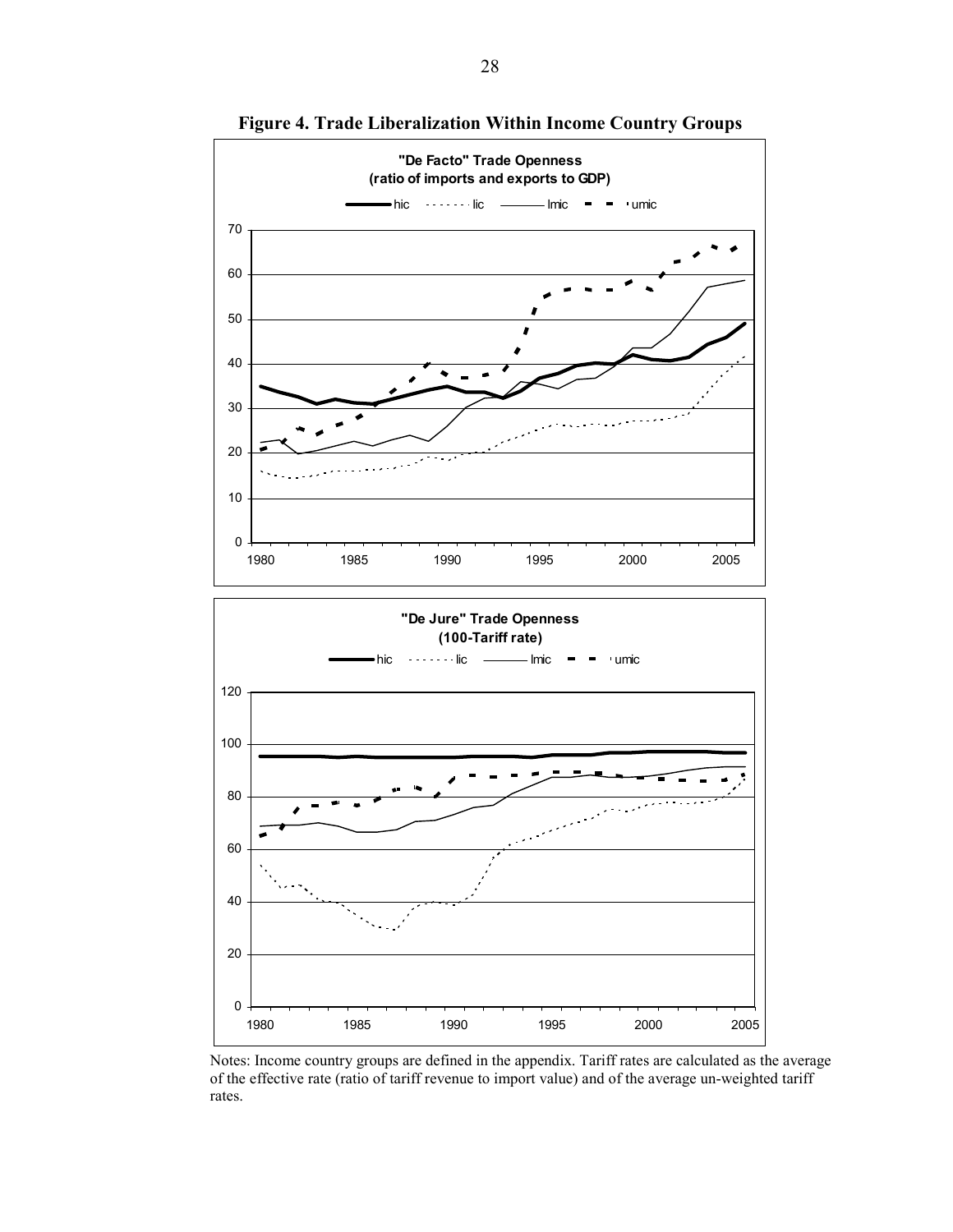**Figure 4. Trade Liberalization Within Income Country Groups**

Notes: Income country groups are defined in the appendix. Tariff rates are calculated as the average of the effective rate (ratio of tariff revenue to import value) and of the average un-weighted tariff rates.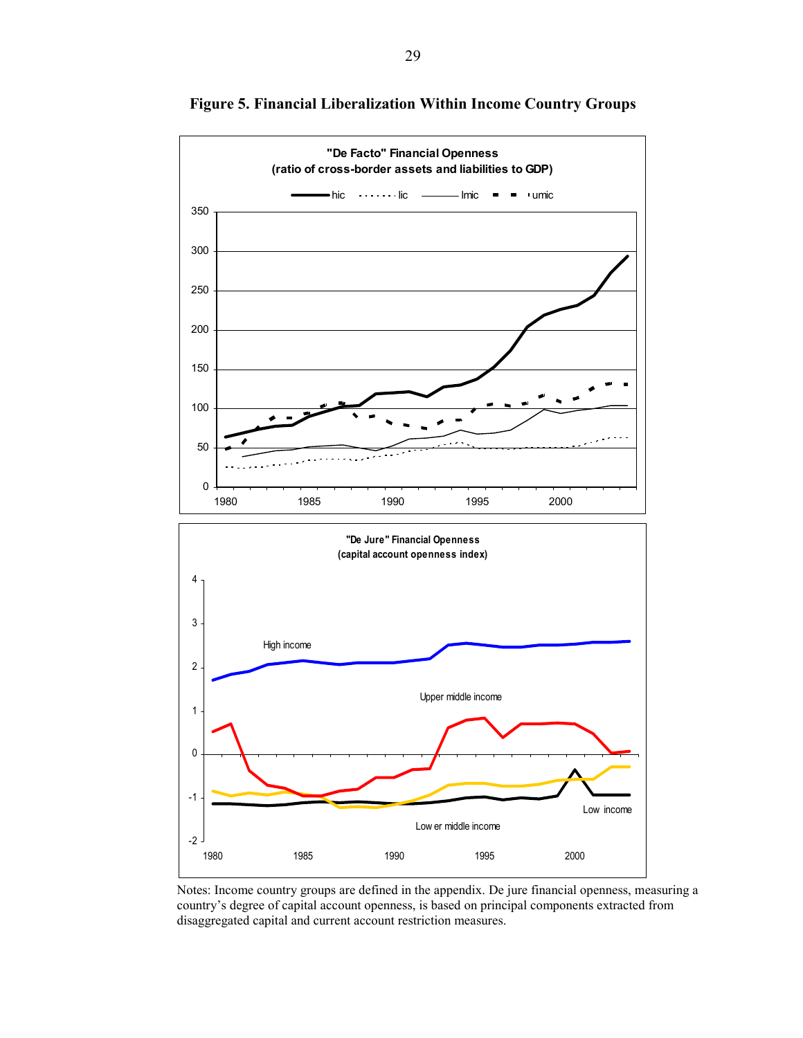**Figure 5. Financial Liberalization Within Income Country Groups**

Notes: Income country groups are defined in the appendix. De jure financial openness, measuring a country's degree of capital account openness, is based on principal components extracted from disaggregated capital and current account restriction measures.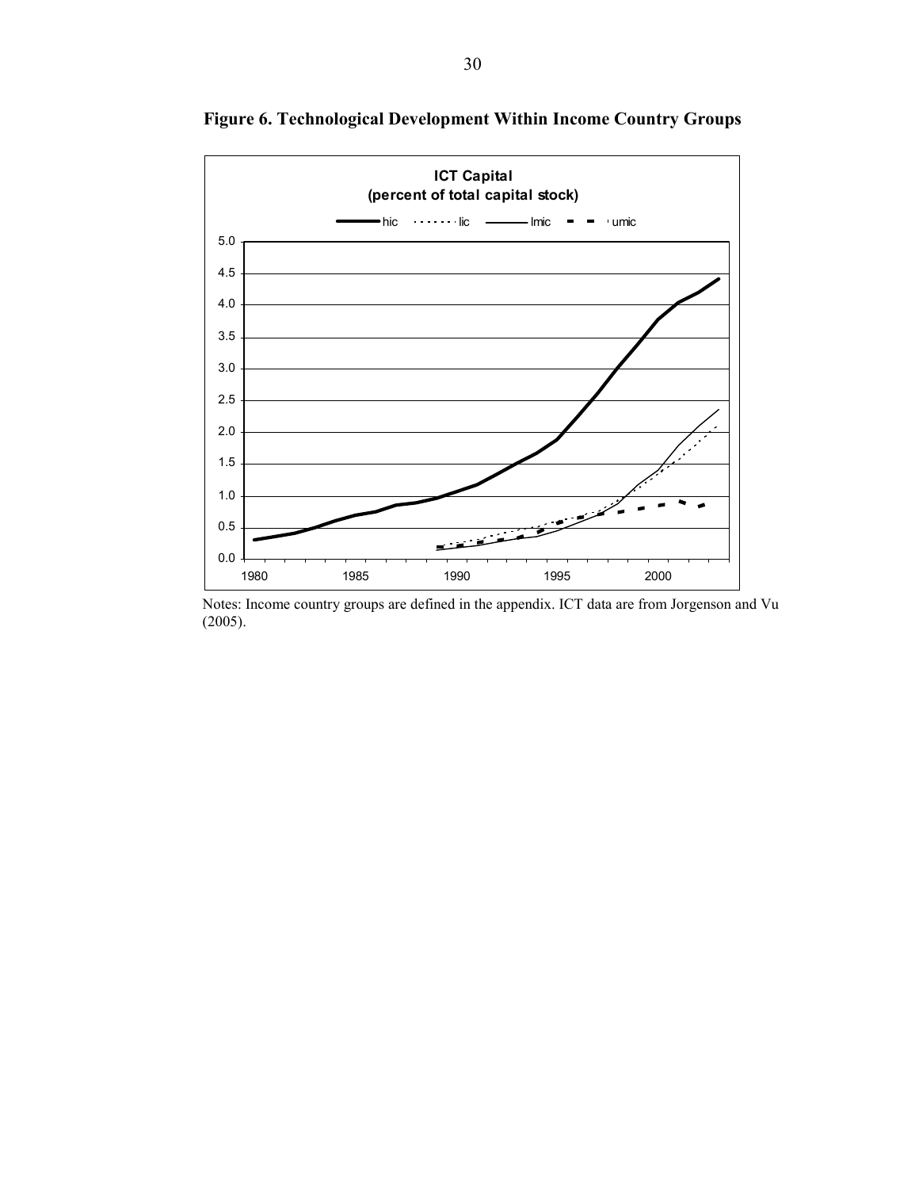**Figure 6. Technological Development Within Income Country Groups**

Notes: Income country groups are defined in the appendix. ICT data are from Jorgenson and Vu (2005).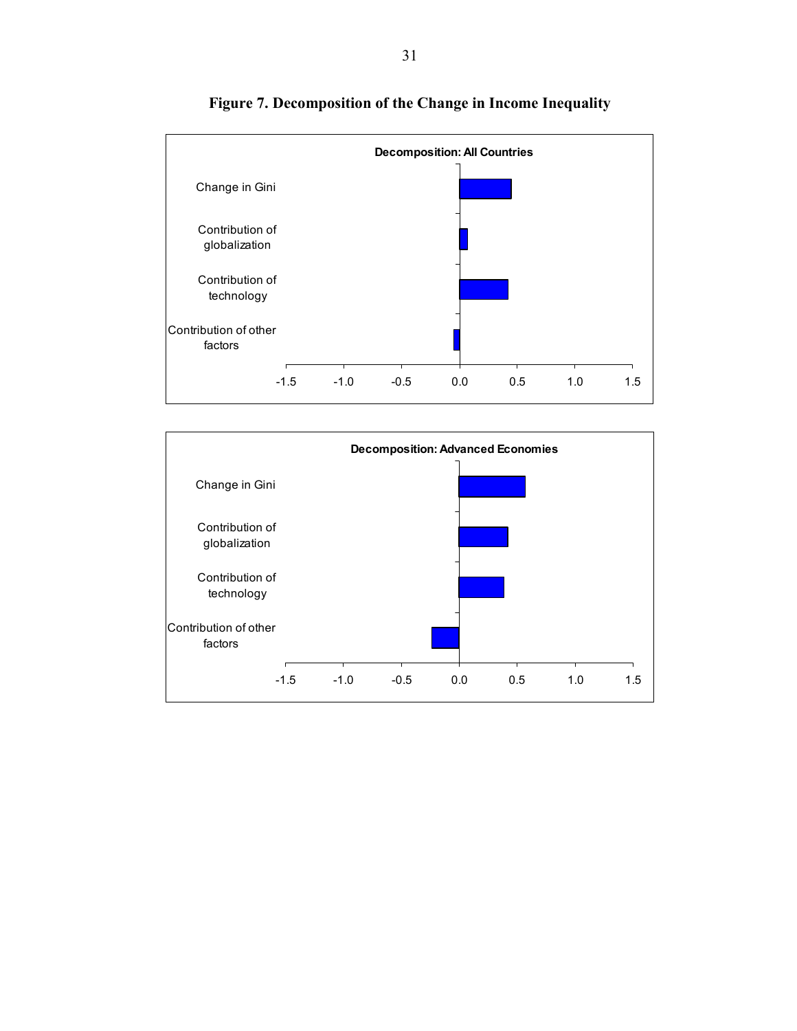**Figure 7. Decomposition of the Change in Income Inequality**

**Decomposition: All Countries**

Change in Gini

Contribution of globalization

Contribution of technology

Contribution of other factors

-1.5 -1.0 -0.5 0.0 0.5 1.0 1.5

**Decomposition: Advanced Economies**

Change in Gini

Contribution of globalization

Contribution of technology

Contribution of other factors

-1.5 -1.0 -0.5 0.0 0.5 1.0 1.5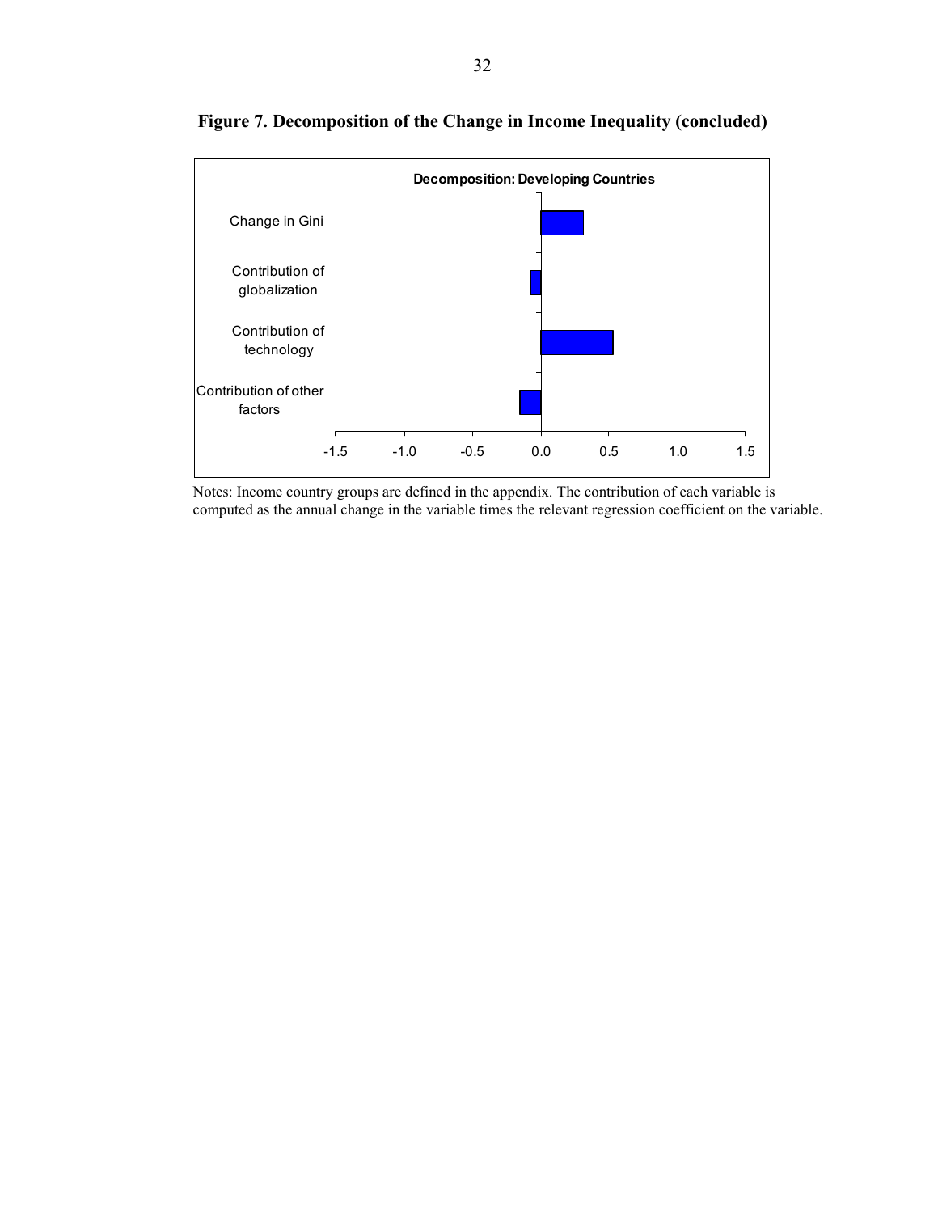## Figure 7. Decomposition of the Change in Income Inequality (concluded)

**Decomposition: Developing Countries**

Change in Gini

Contribution of globalization

Contribution of technology

Contribution of other factors

-1.5 -1.0 -0.5 0.0 0.5 1.0 1.5

Notes: Income country groups are defined in the appendix. The contribution of each variable is computed as the annual change in the variable times the relevant regression coefficient on the variable.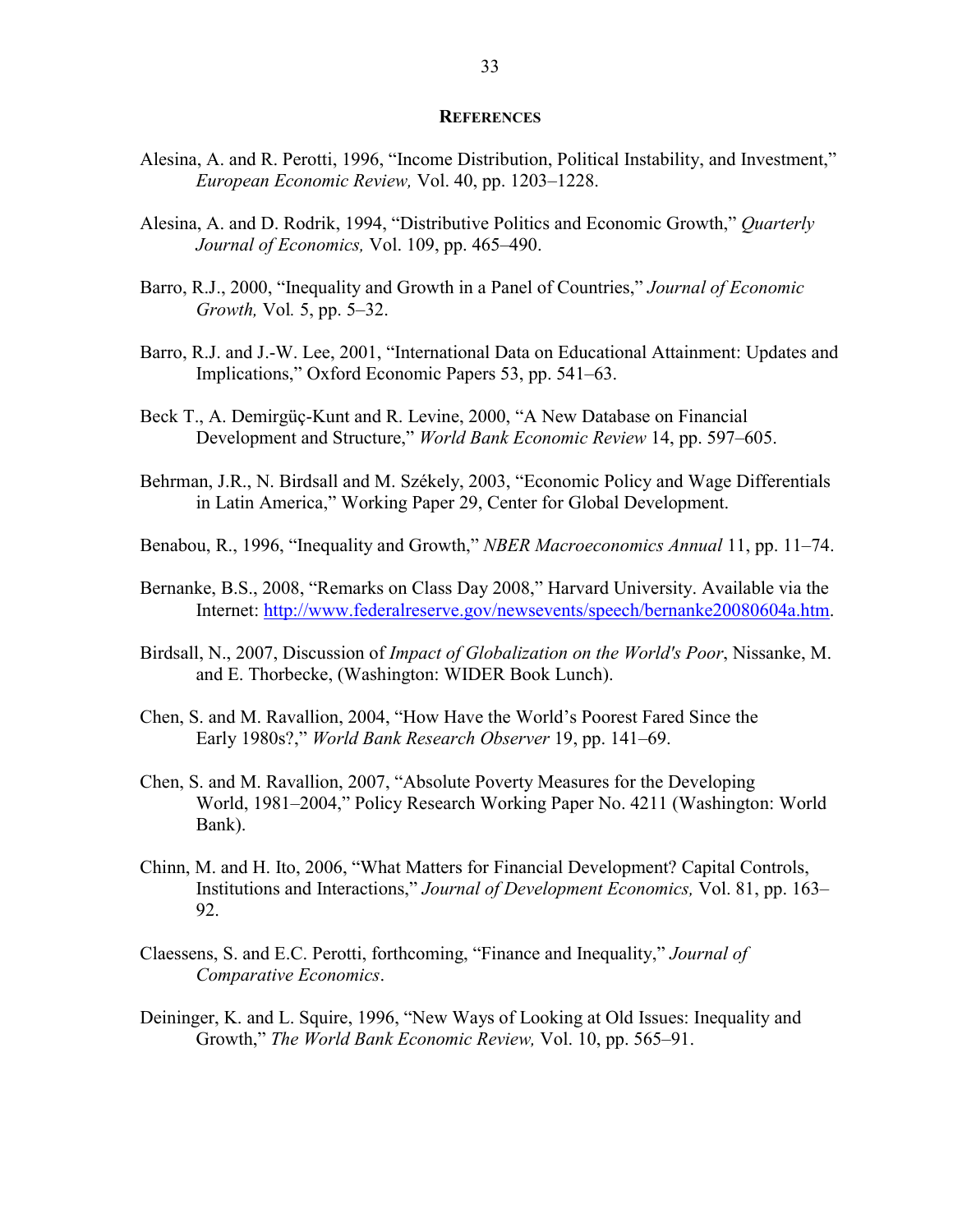## REFERENCES

Alesina, A. and R. Perotti, 1996, "Income Distribution, Political Instability, and Investment," *European Economic Review,* Vol. 40, pp. 1203–1228.

Alesina, A. and D. Rodrik, 1994, "Distributive Politics and Economic Growth," *Quarterly Journal of Economics,* Vol. 109, pp. 465–490.

Barro, R.J., 2000, "Inequality and Growth in a Panel of Countries," *Journal of Economic Growth,* Vol*.* 5, pp. 5–32.

Barro, R.J. and J.-W. Lee, 2001, "International Data on Educational Attainment: Updates and Implications," Oxford Economic Papers 53, pp. 541–63.

Beck T., A. Demirgüç-Kunt and R. Levine, 2000, "A New Database on Financial Development and Structure," *World Bank Economic Review* 14, pp. 597–605.

Behrman, J.R., N. Birdsall and M. Székely, 2003, "Economic Policy and Wage Differentials in Latin America," Working Paper 29, Center for Global Development.

Benabou, R., 1996, "Inequality and Growth," *NBER Macroeconomics Annual* 11, pp. 11–74.

Bernanke, B.S., 2008, "Remarks on Class Day 2008," Harvard University. Available via the Internet: http://www.federalreserve.gov/newsevents/speech/bernanke20080604a.htm.

Birdsall, N., 2007, Discussion of *Impact of Globalization on the World's Poor*, Nissanke, M. and E. Thorbecke, (Washington: WIDER Book Lunch).

Chen, S. and M. Ravallion, 2004, "How Have the World's Poorest Fared Since the Early 1980s?," *World Bank Research Observer* 19, pp. 141–69.

Chen, S. and M. Ravallion, 2007, "Absolute Poverty Measures for the Developing World, 1981–2004," Policy Research Working Paper No. 4211 (Washington: World Bank).

Chinn, M. and H. Ito, 2006, "What Matters for Financial Development? Capital Controls, Institutions and Interactions," *Journal of Development Economics,* Vol. 81, pp. 163–92.

Claessens, S. and E.C. Perotti, forthcoming, "Finance and Inequality," *Journal of Comparative Economics*.

Deininger, K. and L. Squire, 1996, "New Ways of Looking at Old Issues: Inequality and Growth," *The World Bank Economic Review,* Vol. 10, pp. 565–91.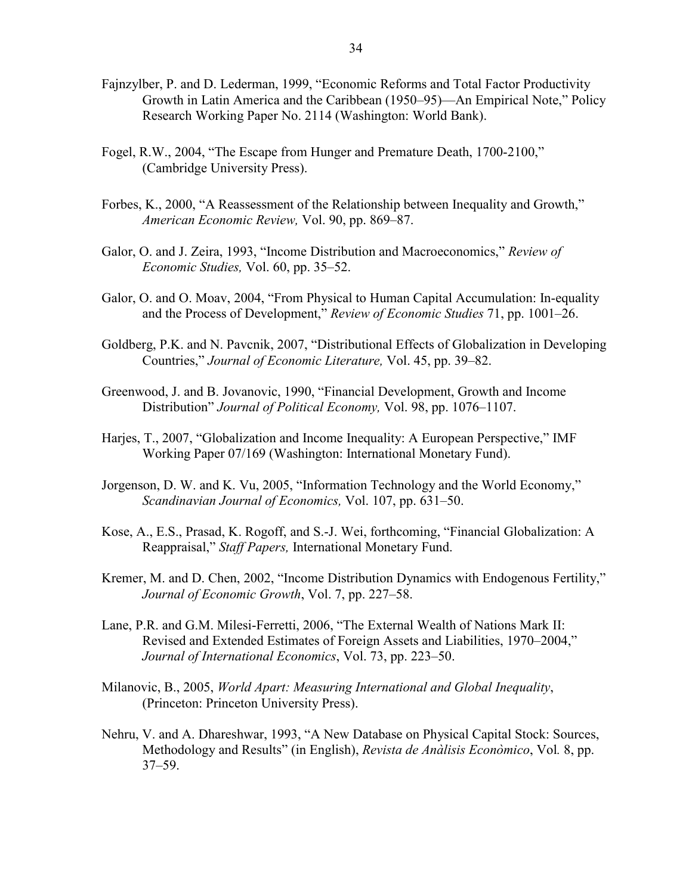Fajnzylber, P. and D. Lederman, 1999, "Economic Reforms and Total Factor Productivity Growth in Latin America and the Caribbean (1950–95)—An Empirical Note," Policy Research Working Paper No. 2114 (Washington: World Bank).

Fogel, R.W., 2004, "The Escape from Hunger and Premature Death, 1700-2100," (Cambridge University Press).

Forbes, K., 2000, "A Reassessment of the Relationship between Inequality and Growth," *American Economic Review,* Vol. 90, pp. 869–87.

Galor, O. and J. Zeira, 1993, "Income Distribution and Macroeconomics," *Review of Economic Studies,* Vol. 60, pp. 35–52.

Galor, O. and O. Moav, 2004, "From Physical to Human Capital Accumulation: In-equality and the Process of Development," *Review of Economic Studies* 71, pp. 1001–26.

Goldberg, P.K. and N. Pavcnik, 2007, "Distributional Effects of Globalization in Developing Countries," *Journal of Economic Literature,* Vol. 45, pp. 39–82.

Greenwood, J. and B. Jovanovic, 1990, "Financial Development, Growth and Income Distribution" *Journal of Political Economy,* Vol. 98, pp. 1076–1107.

Harjes, T., 2007, "Globalization and Income Inequality: A European Perspective," IMF Working Paper 07/169 (Washington: International Monetary Fund).

Jorgenson, D. W. and K. Vu, 2005, "Information Technology and the World Economy," *Scandinavian Journal of Economics,* Vol. 107, pp. 631–50.

Kose, A., E.S., Prasad, K. Rogoff, and S.-J. Wei, forthcoming, "Financial Globalization: A Reappraisal," *Staff Papers,* International Monetary Fund.

Kremer, M. and D. Chen, 2002, "Income Distribution Dynamics with Endogenous Fertility," *Journal of Economic Growth*, Vol. 7, pp. 227–58.

Lane, P.R. and G.M. Milesi-Ferretti, 2006, "The External Wealth of Nations Mark II: Revised and Extended Estimates of Foreign Assets and Liabilities, 1970–2004," *Journal of International Economics*, Vol. 73, pp. 223–50.

Milanovic, B., 2005, *World Apart: Measuring International and Global Inequality*, (Princeton: Princeton University Press).

Nehru, V. and A. Dhareshwar, 1993, "A New Database on Physical Capital Stock: Sources, Methodology and Results" (in English), *Revista de Anàlisis Econòmico*, Vol*.* 8, pp. 37–59.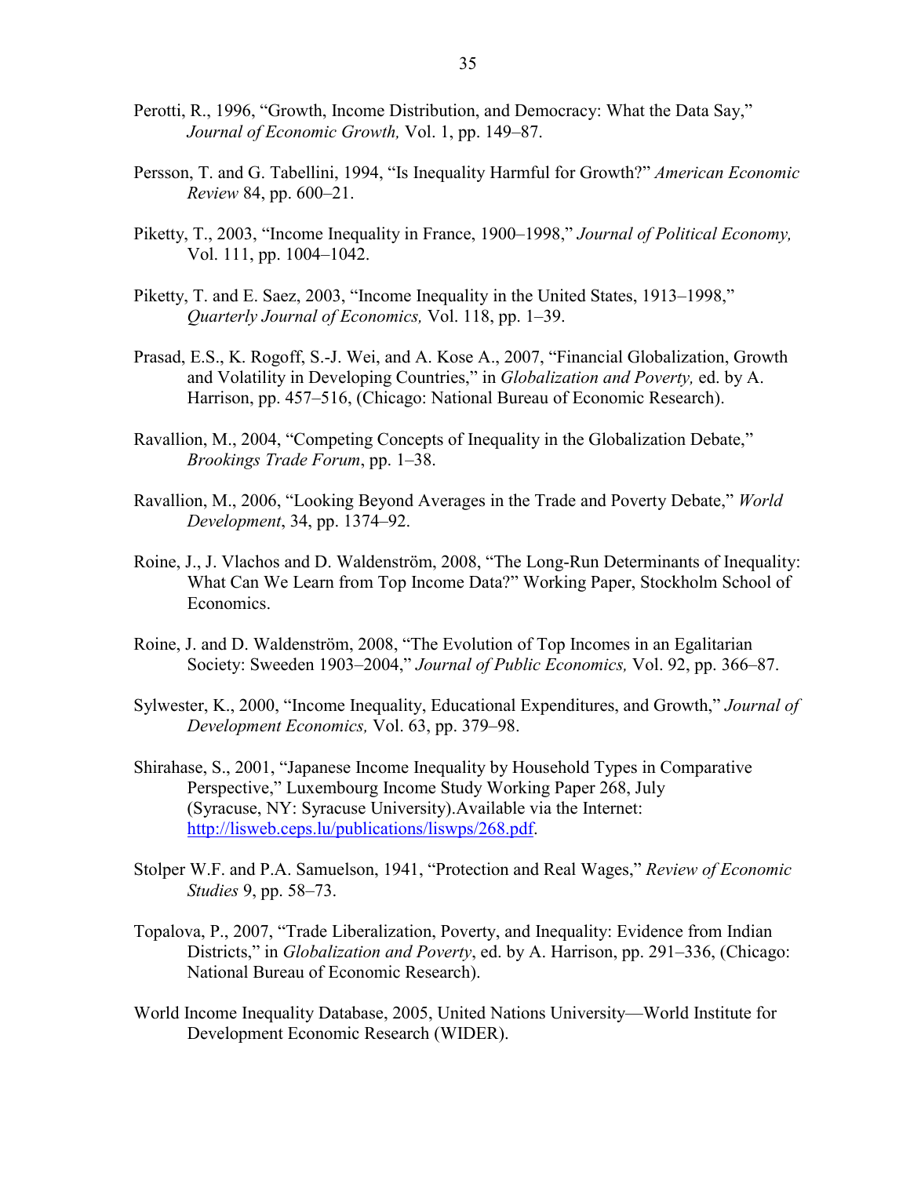Perotti, R., 1996, "Growth, Income Distribution, and Democracy: What the Data Say," *Journal of Economic Growth,* Vol. 1, pp. 149–87.

Persson, T. and G. Tabellini, 1994, "Is Inequality Harmful for Growth?" *American Economic Review* 84, pp. 600–21.

Piketty, T., 2003, "Income Inequality in France, 1900–1998," *Journal of Political Economy,* Vol. 111, pp. 1004–1042.

Piketty, T. and E. Saez, 2003, "Income Inequality in the United States, 1913–1998," *Quarterly Journal of Economics,* Vol. 118, pp. 1–39.

Prasad, E.S., K. Rogoff, S.-J. Wei, and A. Kose A., 2007, "Financial Globalization, Growth and Volatility in Developing Countries," in *Globalization and Poverty,* ed. by A. Harrison, pp. 457–516, (Chicago: National Bureau of Economic Research).

Ravallion, M., 2004, "Competing Concepts of Inequality in the Globalization Debate," *Brookings Trade Forum*, pp. 1–38.

Ravallion, M., 2006, "Looking Beyond Averages in the Trade and Poverty Debate," *World Development*, 34, pp. 1374–92.

Roine, J., J. Vlachos and D. Waldenström, 2008, "The Long-Run Determinants of Inequality: What Can We Learn from Top Income Data?" Working Paper, Stockholm School of Economics.

Roine, J. and D. Waldenström, 2008, "The Evolution of Top Incomes in an Egalitarian Society: Sweeden 1903–2004," *Journal of Public Economics,* Vol. 92, pp. 366–87.

Sylwester, K., 2000, "Income Inequality, Educational Expenditures, and Growth," *Journal of Development Economics,* Vol. 63, pp. 379–98.

Shirahase, S., 2001, "Japanese Income Inequality by Household Types in Comparative Perspective," Luxembourg Income Study Working Paper 268, July (Syracuse, NY: Syracuse University).Available via the Internet: http://lisweb.ceps.lu/publications/liswps/268.pdf.

Stolper W.F. and P.A. Samuelson, 1941, "Protection and Real Wages," *Review of Economic Studies* 9, pp. 58–73.

Topalova, P., 2007, "Trade Liberalization, Poverty, and Inequality: Evidence from Indian Districts," in *Globalization and Poverty*, ed. by A. Harrison, pp. 291–336, (Chicago: National Bureau of Economic Research).

World Income Inequality Database, 2005, United Nations University—World Institute for Development Economic Research (WIDER).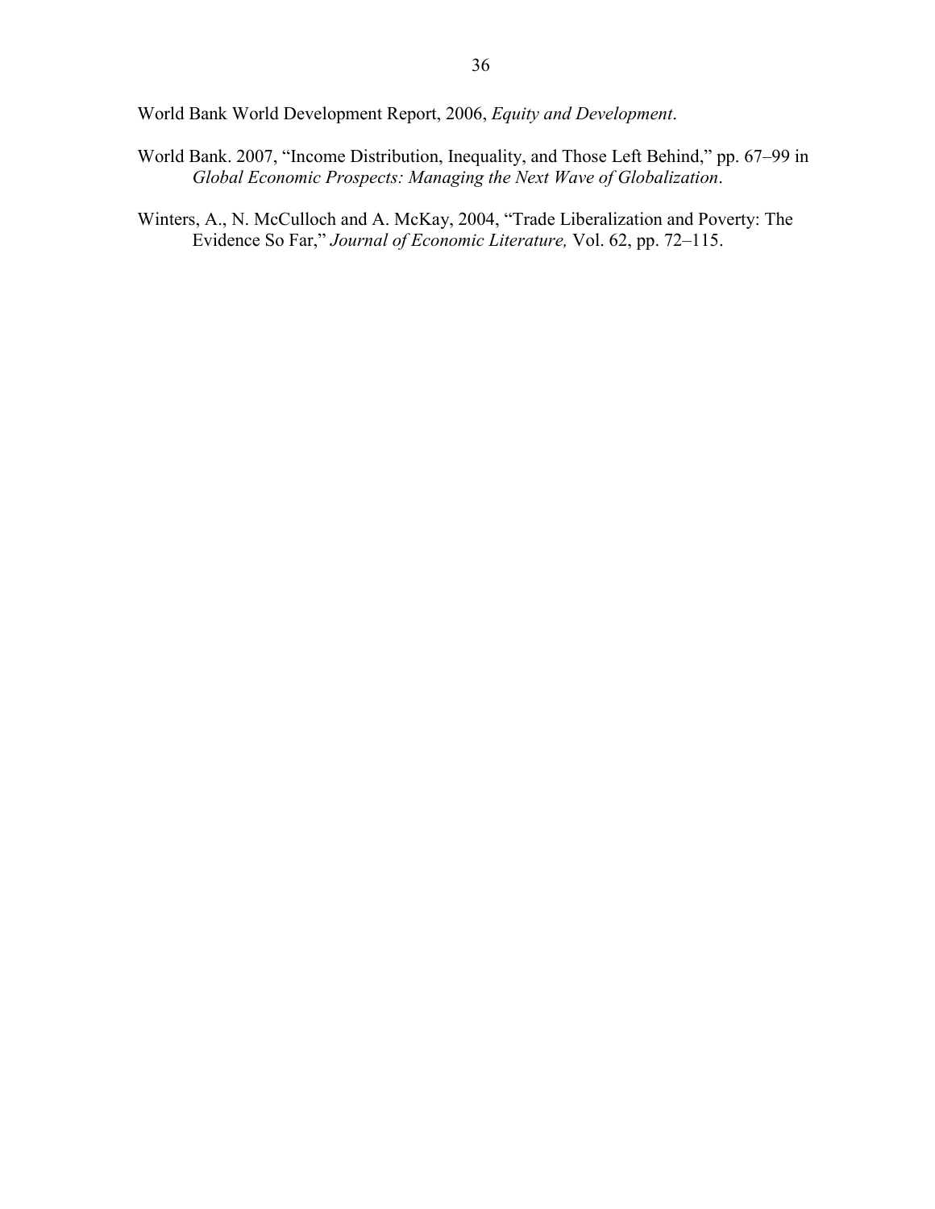World Bank World Development Report, 2006, *Equity and Development*.

World Bank. 2007, "Income Distribution, Inequality, and Those Left Behind," pp. 67–99 in *Global Economic Prospects: Managing the Next Wave of Globalization*.

Winters, A., N. McCulloch and A. McKay, 2004, "Trade Liberalization and Poverty: The Evidence So Far," *Journal of Economic Literature,* Vol. 62, pp. 72–115.